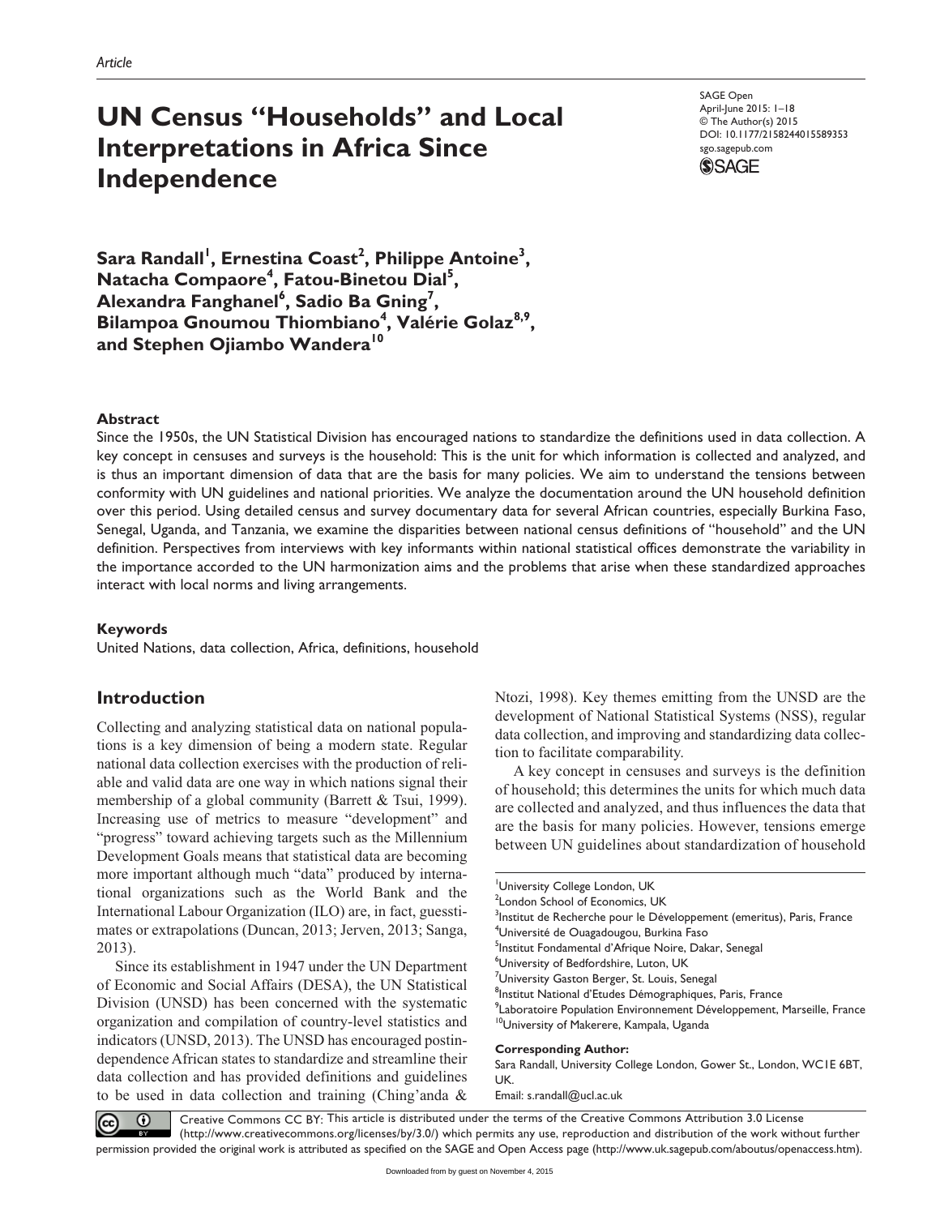*Article*

# UN Census "Households" and Local Interpretations in Africa Since Independence

SAGE Open
April-June 2015: 1–18
© The Author(s) 2015
DOI: 10.1177/2158244015589353
sgo.sagepub.com

**Sara Randall[1], Ernestina Coast[2], Philippe Antoine[3], Natacha Compaore[4], Fatou-Binetou Dial[5], Alexandra Fanghanel[6], Sadio Ba Gning[7], Bilampoa Gnoumou Thiombiano[4], Valérie Golaz[8,9], and Stephen Ojiambo Wandera[10]**

### Abstract

Since the 1950s, the UN Statistical Division has encouraged nations to standardize the definitions used in data collection. A key concept in censuses and surveys is the household: This is the unit for which information is collected and analyzed, and is thus an important dimension of data that are the basis for many policies. We aim to understand the tensions between conformity with UN guidelines and national priorities. We analyze the documentation around the UN household definition over this period. Using detailed census and survey documentary data for several African countries, especially Burkina Faso, Senegal, Uganda, and Tanzania, we examine the disparities between national census definitions of "household" and the UN definition. Perspectives from interviews with key informants within national statistical offices demonstrate the variability in the importance accorded to the UN harmonization aims and the problems that arise when these standardized approaches interact with local norms and living arrangements.

### Keywords

United Nations, data collection, Africa, definitions, household

## Introduction

Collecting and analyzing statistical data on national populations is a key dimension of being a modern state. Regular national data collection exercises with the production of reliable and valid data are one way in which nations signal their membership of a global community (Barrett & Tsui, 1999). Increasing use of metrics to measure "development" and "progress" toward achieving targets such as the Millennium Development Goals means that statistical data are becoming more important although much "data" produced by international organizations such as the World Bank and the International Labour Organization (ILO) are, in fact, guesstimates or extrapolations (Duncan, 2013; Jerven, 2013; Sanga, 2013).

Since its establishment in 1947 under the UN Department of Economic and Social Affairs (DESA), the UN Statistical Division (UNSD) has been concerned with the systematic organization and compilation of country-level statistics and indicators (UNSD, 2013). The UNSD has encouraged postindependence African states to standardize and streamline their data collection and has provided definitions and guidelines to be used in data collection and training (Ching'anda & Ntozi, 1998). Key themes emitting from the UNSD are the development of National Statistical Systems (NSS), regular data collection, and improving and standardizing data collection to facilitate comparability.

A key concept in censuses and surveys is the definition of household; this determines the units for which much data are collected and analyzed, and thus influences the data that are the basis for many policies. However, tensions emerge between UN guidelines about standardization of household

[1]University College London, UK
[2]London School of Economics, UK
[3]Institut de Recherche pour le Développement (emeritus), Paris, France
[4]Université de Ouagadougou, Burkina Faso
[5]Institut Fondamental d'Afrique Noire, Dakar, Senegal
[6]University of Bedfordshire, Luton, UK
[7]University Gaston Berger, St. Louis, Senegal
[8]Institut National d'Etudes Démographiques, Paris, France
[9]Laboratoire Population Environnement Développement, Marseille, France
[10]University of Makerere, Kampala, Uganda

**Corresponding Author:**
Sara Randall, University College London, Gower St., London, WC1E 6BT, UK.
Email: s.randall@ucl.ac.uk

Creative Commons CC BY: This article is distributed under the terms of the Creative Commons Attribution 3.0 License (http://www.creativecommons.org/licenses/by/3.0/) which permits any use, reproduction and distribution of the work without further permission provided the original work is attributed as specified on the SAGE and Open Access page (http://www.uk.sagepub.com/aboutus/openaccess.htm).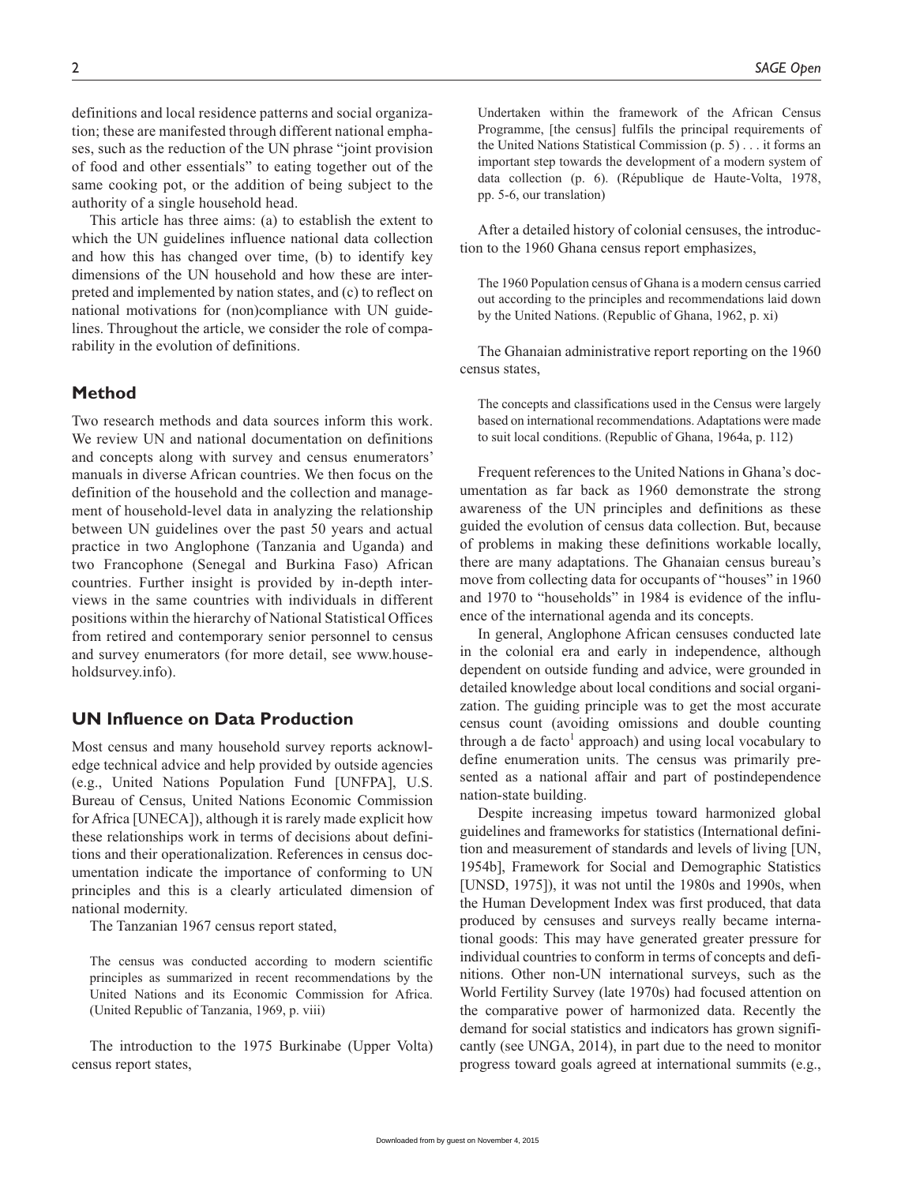definitions and local residence patterns and social organization; these are manifested through different national emphases, such as the reduction of the UN phrase "joint provision of food and other essentials" to eating together out of the same cooking pot, or the addition of being subject to the authority of a single household head.

This article has three aims: (a) to establish the extent to which the UN guidelines influence national data collection and how this has changed over time, (b) to identify key dimensions of the UN household and how these are interpreted and implemented by nation states, and (c) to reflect on national motivations for (non)compliance with UN guidelines. Throughout the article, we consider the role of comparability in the evolution of definitions.

## Method

Two research methods and data sources inform this work. We review UN and national documentation on definitions and concepts along with survey and census enumerators' manuals in diverse African countries. We then focus on the definition of the household and the collection and management of household-level data in analyzing the relationship between UN guidelines over the past 50 years and actual practice in two Anglophone (Tanzania and Uganda) and two Francophone (Senegal and Burkina Faso) African countries. Further insight is provided by in-depth interviews in the same countries with individuals in different positions within the hierarchy of National Statistical Offices from retired and contemporary senior personnel to census and survey enumerators (for more detail, see www.householdsurvey.info).

## UN Influence on Data Production

Most census and many household survey reports acknowledge technical advice and help provided by outside agencies (e.g., United Nations Population Fund [UNFPA], U.S. Bureau of Census, United Nations Economic Commission for Africa [UNECA]), although it is rarely made explicit how these relationships work in terms of decisions about definitions and their operationalization. References in census documentation indicate the importance of conforming to UN principles and this is a clearly articulated dimension of national modernity.

The Tanzanian 1967 census report stated,

> The census was conducted according to modern scientific principles as summarized in recent recommendations by the United Nations and its Economic Commission for Africa. (United Republic of Tanzania, 1969, p. viii)

The introduction to the 1975 Burkinabe (Upper Volta) census report states,

> Undertaken within the framework of the African Census Programme, [the census] fulfils the principal requirements of the United Nations Statistical Commission (p. 5) . . . it forms an important step towards the development of a modern system of data collection (p. 6). (République de Haute-Volta, 1978, pp. 5-6, our translation)

After a detailed history of colonial censuses, the introduction to the 1960 Ghana census report emphasizes,

> The 1960 Population census of Ghana is a modern census carried out according to the principles and recommendations laid down by the United Nations. (Republic of Ghana, 1962, p. xi)

The Ghanaian administrative report reporting on the 1960 census states,

> The concepts and classifications used in the Census were largely based on international recommendations. Adaptations were made to suit local conditions. (Republic of Ghana, 1964a, p. 112)

Frequent references to the United Nations in Ghana's documentation as far back as 1960 demonstrate the strong awareness of the UN principles and definitions as these guided the evolution of census data collection. But, because of problems in making these definitions workable locally, there are many adaptations. The Ghanaian census bureau's move from collecting data for occupants of "houses" in 1960 and 1970 to "households" in 1984 is evidence of the influence of the international agenda and its concepts.

In general, Anglophone African censuses conducted late in the colonial era and early in independence, although dependent on outside funding and advice, were grounded in detailed knowledge about local conditions and social organization. The guiding principle was to get the most accurate census count (avoiding omissions and double counting through a de facto[1] approach) and using local vocabulary to define enumeration units. The census was primarily presented as a national affair and part of postindependence nation-state building.

Despite increasing impetus toward harmonized global guidelines and frameworks for statistics (International definition and measurement of standards and levels of living [UN, 1954b], Framework for Social and Demographic Statistics [UNSD, 1975]), it was not until the 1980s and 1990s, when the Human Development Index was first produced, that data produced by censuses and surveys really became international goods: This may have generated greater pressure for individual countries to conform in terms of concepts and definitions. Other non-UN international surveys, such as the World Fertility Survey (late 1970s) had focused attention on the comparative power of harmonized data. Recently the demand for social statistics and indicators has grown significantly (see UNGA, 2014), in part due to the need to monitor progress toward goals agreed at international summits (e.g.,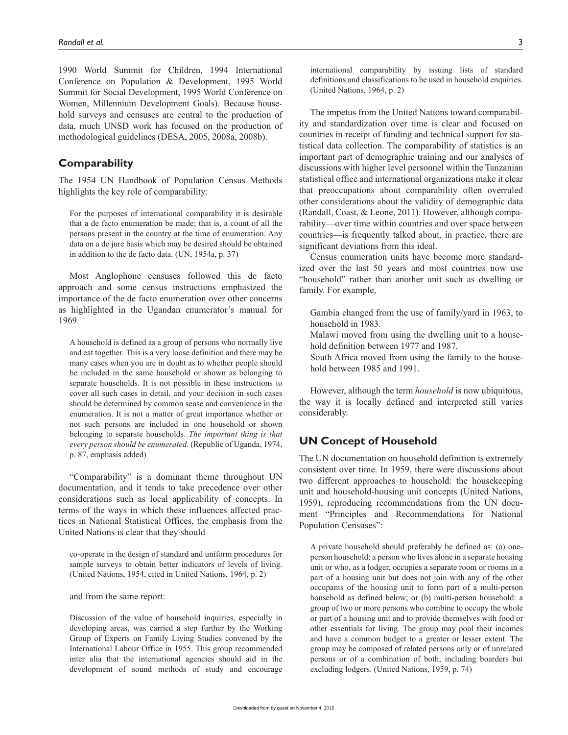1990 World Summit for Children, 1994 International Conference on Population & Development, 1995 World Summit for Social Development, 1995 World Conference on Women, Millennium Development Goals). Because household surveys and censuses are central to the production of data, much UNSD work has focused on the production of methodological guidelines (DESA, 2005, 2008a, 2008b).

## Comparability

The 1954 UN Handbook of Population Census Methods highlights the key role of comparability:

> For the purposes of international comparability it is desirable that a de facto enumeration be made; that is, a count of all the persons present in the country at the time of enumeration. Any data on a de jure basis which may be desired should be obtained in addition to the de facto data. (UN, 1954a, p. 37)

Most Anglophone censuses followed this de facto approach and some census instructions emphasized the importance of the de facto enumeration over other concerns as highlighted in the Ugandan enumerator's manual for 1969.

> A household is defined as a group of persons who normally live and eat together. This is a very loose definition and there may be many cases when you are in doubt as to whether people should be included in the same household or shown as belonging to separate households. It is not possible in these instructions to cover all such cases in detail, and your decision in such cases should be determined by common sense and convenience in the enumeration. It is not a matter of great importance whether or not such persons are included in one household or shown belonging to separate households. *The important thing is that every person should be enumerated*. (Republic of Uganda, 1974, p. 87, emphasis added)

"Comparability" is a dominant theme throughout UN documentation, and it tends to take precedence over other considerations such as local applicability of concepts. In terms of the ways in which these influences affected practices in National Statistical Offices, the emphasis from the United Nations is clear that they should

> co-operate in the design of standard and uniform procedures for sample surveys to obtain better indicators of levels of living. (United Nations, 1954, cited in United Nations, 1964, p. 2)

and from the same report:

> Discussion of the value of household inquiries, especially in developing areas, was carried a step further by the Working Group of Experts on Family Living Studies convened by the International Labour Office in 1955. This group recommended inter alia that the international agencies should aid in the development of sound methods of study and encourage international comparability by issuing lists of standard definitions and classifications to be used in household enquiries. (United Nations, 1964, p. 2)

The impetus from the United Nations toward comparability and standardization over time is clear and focused on countries in receipt of funding and technical support for statistical data collection. The comparability of statistics is an important part of demographic training and our analyses of discussions with higher level personnel within the Tanzanian statistical office and international organizations make it clear that preoccupations about comparability often overruled other considerations about the validity of demographic data (Randall, Coast, & Leone, 2011). However, although comparability—over time within countries and over space between countries—is frequently talked about, in practice, there are significant deviations from this ideal.

Census enumeration units have become more standardized over the last 50 years and most countries now use "household" rather than another unit such as dwelling or family. For example,

> Gambia changed from the use of family/yard in 1963, to household in 1983.
>
> Malawi moved from using the dwelling unit to a household definition between 1977 and 1987.
>
> South Africa moved from using the family to the household between 1985 and 1991.

However, although the term *household* is now ubiquitous, the way it is locally defined and interpreted still varies considerably.

## UN Concept of Household

The UN documentation on household definition is extremely consistent over time. In 1959, there were discussions about two different approaches to household: the housekeeping unit and household-housing unit concepts (United Nations, 1959), reproducing recommendations from the UN document "Principles and Recommendations for National Population Censuses":

> A private household should preferably be defined as: (a) one-person household: a person who lives alone in a separate housing unit or who, as a lodger, occupies a separate room or rooms in a part of a housing unit but does not join with any of the other occupants of the housing unit to form part of a multi-person household as defined below; or (b) multi-person household: a group of two or more persons who combine to occupy the whole or part of a housing unit and to provide themselves with food or other essentials for living. The group may pool their incomes and have a common budget to a greater or lesser extent. The group may be composed of related persons only or of unrelated persons or of a combination of both, including boarders but excluding lodgers. (United Nations, 1959, p. 74)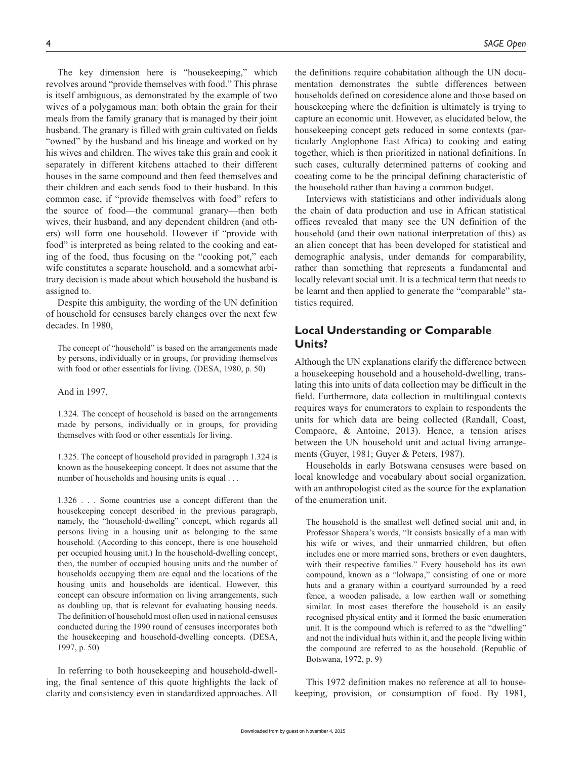The key dimension here is "housekeeping," which revolves around "provide themselves with food." This phrase is itself ambiguous, as demonstrated by the example of two wives of a polygamous man: both obtain the grain for their meals from the family granary that is managed by their joint husband. The granary is filled with grain cultivated on fields "owned" by the husband and his lineage and worked on by his wives and children. The wives take this grain and cook it separately in different kitchens attached to their different houses in the same compound and then feed themselves and their children and each sends food to their husband. In this common case, if "provide themselves with food" refers to the source of food—the communal granary—then both wives, their husband, and any dependent children (and others) will form one household. However if "provide with food" is interpreted as being related to the cooking and eating of the food, thus focusing on the "cooking pot," each wife constitutes a separate household, and a somewhat arbitrary decision is made about which household the husband is assigned to.

Despite this ambiguity, the wording of the UN definition of household for censuses barely changes over the next few decades. In 1980,

> The concept of "household" is based on the arrangements made by persons, individually or in groups, for providing themselves with food or other essentials for living. (DESA, 1980, p. 50)

And in 1997,

> 1.324. The concept of household is based on the arrangements made by persons, individually or in groups, for providing themselves with food or other essentials for living.
>
> 1.325. The concept of household provided in paragraph 1.324 is known as the housekeeping concept. It does not assume that the number of households and housing units is equal . . .
>
> 1.326 . . . Some countries use a concept different than the housekeeping concept described in the previous paragraph, namely, the "household-dwelling" concept, which regards all persons living in a housing unit as belonging to the same household. (According to this concept, there is one household per occupied housing unit.) In the household-dwelling concept, then, the number of occupied housing units and the number of households occupying them are equal and the locations of the housing units and households are identical. However, this concept can obscure information on living arrangements, such as doubling up, that is relevant for evaluating housing needs. The definition of household most often used in national censuses conducted during the 1990 round of censuses incorporates both the housekeeping and household-dwelling concepts. (DESA, 1997, p. 50)

In referring to both housekeeping and household-dwelling, the final sentence of this quote highlights the lack of clarity and consistency even in standardized approaches. All the definitions require cohabitation although the UN documentation demonstrates the subtle differences between households defined on coresidence alone and those based on housekeeping where the definition is ultimately is trying to capture an economic unit. However, as elucidated below, the housekeeping concept gets reduced in some contexts (particularly Anglophone East Africa) to cooking and eating together, which is then prioritized in national definitions. In such cases, culturally determined patterns of cooking and coeating come to be the principal defining characteristic of the household rather than having a common budget.

Interviews with statisticians and other individuals along the chain of data production and use in African statistical offices revealed that many see the UN definition of the household (and their own national interpretation of this) as an alien concept that has been developed for statistical and demographic analysis, under demands for comparability, rather than something that represents a fundamental and locally relevant social unit. It is a technical term that needs to be learnt and then applied to generate the "comparable" statistics required.

## Local Understanding or Comparable Units?

Although the UN explanations clarify the difference between a housekeeping household and a household-dwelling, translating this into units of data collection may be difficult in the field. Furthermore, data collection in multilingual contexts requires ways for enumerators to explain to respondents the units for which data are being collected (Randall, Coast, Compaore, & Antoine, 2013). Hence, a tension arises between the UN household unit and actual living arrangements (Guyer, 1981; Guyer & Peters, 1987).

Households in early Botswana censuses were based on local knowledge and vocabulary about social organization, with an anthropologist cited as the source for the explanation of the enumeration unit.

> The household is the smallest well defined social unit and, in Professor Shapera's words, "It consists basically of a man with his wife or wives, and their unmarried children, but often includes one or more married sons, brothers or even daughters, with their respective families." Every household has its own compound, known as a "lolwapa," consisting of one or more huts and a granary within a courtyard surrounded by a reed fence, a wooden palisade, a low earthen wall or something similar. In most cases therefore the household is an easily recognised physical entity and it formed the basic enumeration unit. It is the compound which is referred to as the "dwelling" and not the individual huts within it, and the people living within the compound are referred to as the household. (Republic of Botswana, 1972, p. 9)

This 1972 definition makes no reference at all to housekeeping, provision, or consumption of food. By 1981,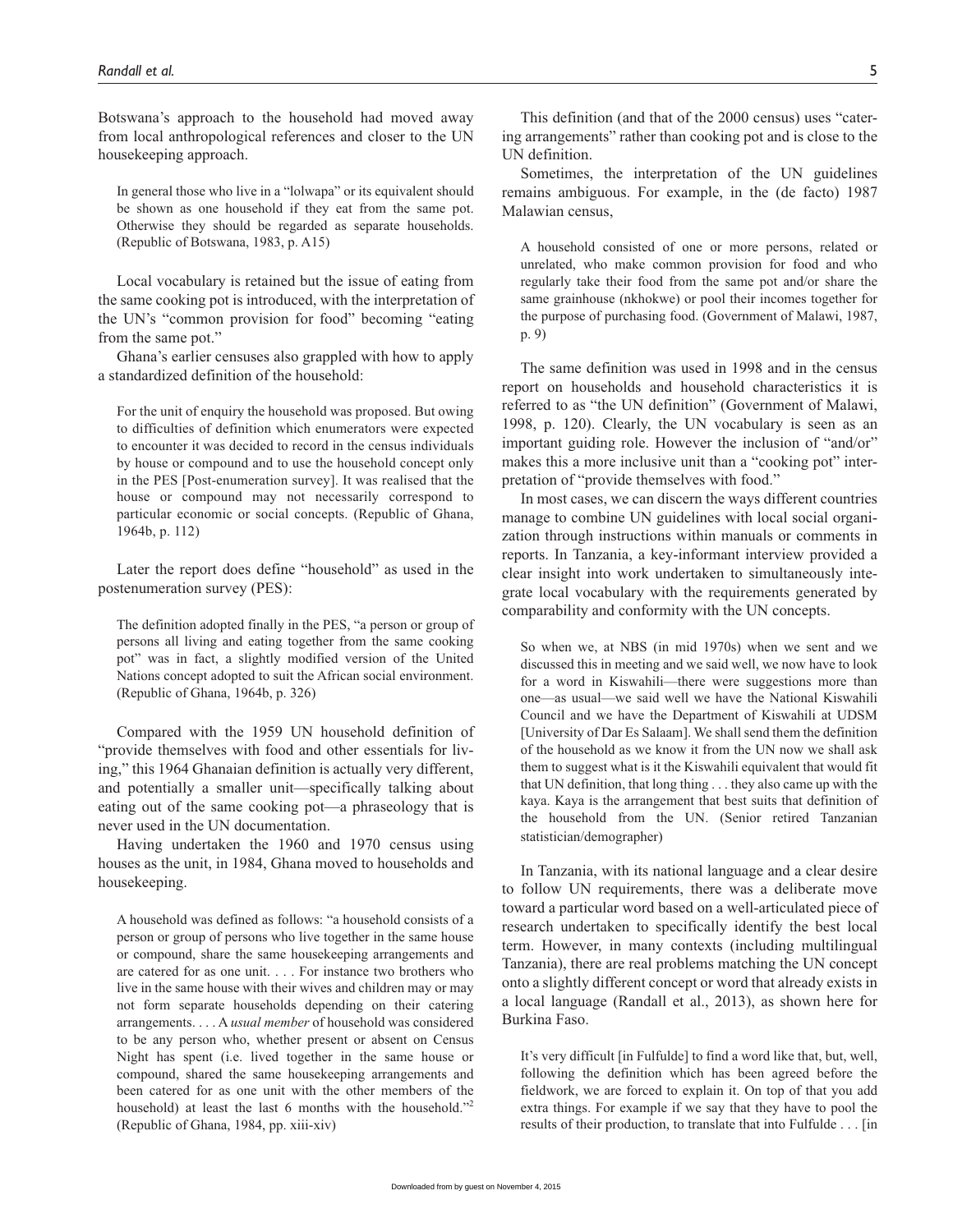Botswana's approach to the household had moved away from local anthropological references and closer to the UN housekeeping approach.

> In general those who live in a "lolwapa" or its equivalent should be shown as one household if they eat from the same pot. Otherwise they should be regarded as separate households. (Republic of Botswana, 1983, p. A15)

Local vocabulary is retained but the issue of eating from the same cooking pot is introduced, with the interpretation of the UN's "common provision for food" becoming "eating from the same pot."

Ghana's earlier censuses also grappled with how to apply a standardized definition of the household:

> For the unit of enquiry the household was proposed. But owing to difficulties of definition which enumerators were expected to encounter it was decided to record in the census individuals by house or compound and to use the household concept only in the PES [Post-enumeration survey]. It was realised that the house or compound may not necessarily correspond to particular economic or social concepts. (Republic of Ghana, 1964b, p. 112)

Later the report does define "household" as used in the postenumeration survey (PES):

> The definition adopted finally in the PES, "a person or group of persons all living and eating together from the same cooking pot" was in fact, a slightly modified version of the United Nations concept adopted to suit the African social environment. (Republic of Ghana, 1964b, p. 326)

Compared with the 1959 UN household definition of "provide themselves with food and other essentials for living," this 1964 Ghanaian definition is actually very different, and potentially a smaller unit—specifically talking about eating out of the same cooking pot—a phraseology that is never used in the UN documentation.

Having undertaken the 1960 and 1970 census using houses as the unit, in 1984, Ghana moved to households and housekeeping.

> A household was defined as follows: "a household consists of a person or group of persons who live together in the same house or compound, share the same housekeeping arrangements and are catered for as one unit. . . . For instance two brothers who live in the same house with their wives and children may or may not form separate households depending on their catering arrangements. . . . A *usual member* of household was considered to be any person who, whether present or absent on Census Night has spent (i.e. lived together in the same house or compound, shared the same housekeeping arrangements and been catered for as one unit with the other members of the household) at least the last 6 months with the household."[2] (Republic of Ghana, 1984, pp. xiii-xiv)

This definition (and that of the 2000 census) uses "catering arrangements" rather than cooking pot and is close to the UN definition.

Sometimes, the interpretation of the UN guidelines remains ambiguous. For example, in the (de facto) 1987 Malawian census,

> A household consisted of one or more persons, related or unrelated, who make common provision for food and who regularly take their food from the same pot and/or share the same grainhouse (nkhokwe) or pool their incomes together for the purpose of purchasing food. (Government of Malawi, 1987, p. 9)

The same definition was used in 1998 and in the census report on households and household characteristics it is referred to as "the UN definition" (Government of Malawi, 1998, p. 120). Clearly, the UN vocabulary is seen as an important guiding role. However the inclusion of "and/or" makes this a more inclusive unit than a "cooking pot" interpretation of "provide themselves with food."

In most cases, we can discern the ways different countries manage to combine UN guidelines with local social organization through instructions within manuals or comments in reports. In Tanzania, a key-informant interview provided a clear insight into work undertaken to simultaneously integrate local vocabulary with the requirements generated by comparability and conformity with the UN concepts.

> So when we, at NBS (in mid 1970s) when we sent and we discussed this in meeting and we said well, we now have to look for a word in Kiswahili—there were suggestions more than one—as usual—we said well we have the National Kiswahili Council and we have the Department of Kiswahili at UDSM [University of Dar Es Salaam]. We shall send them the definition of the household as we know it from the UN now we shall ask them to suggest what is it the Kiswahili equivalent that would fit that UN definition, that long thing . . . they also came up with the kaya. Kaya is the arrangement that best suits that definition of the household from the UN. (Senior retired Tanzanian statistician/demographer)

In Tanzania, with its national language and a clear desire to follow UN requirements, there was a deliberate move toward a particular word based on a well-articulated piece of research undertaken to specifically identify the best local term. However, in many contexts (including multilingual Tanzania), there are real problems matching the UN concept onto a slightly different concept or word that already exists in a local language (Randall et al., 2013), as shown here for Burkina Faso.

> It's very difficult [in Fulfulde] to find a word like that, but, well, following the definition which has been agreed before the fieldwork, we are forced to explain it. On top of that you add extra things. For example if we say that they have to pool the results of their production, to translate that into Fulfulde . . . [in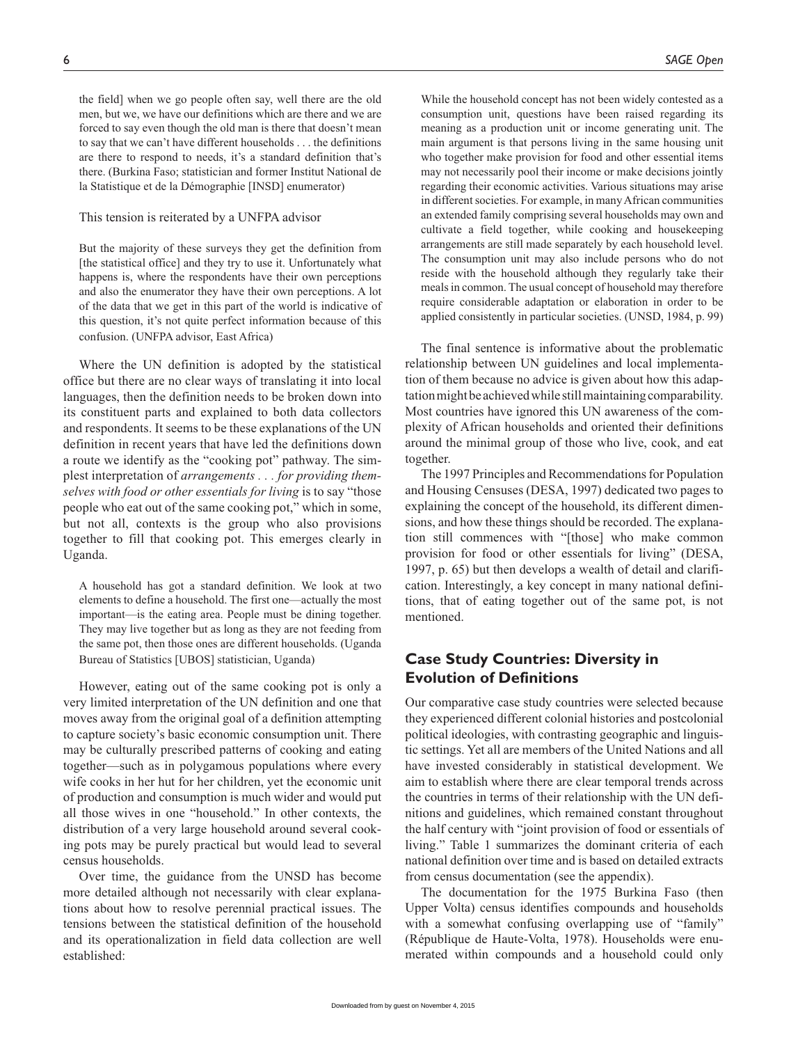the field] when we go people often say, well there are the old men, but we, we have our definitions which are there and we are forced to say even though the old man is there that doesn't mean to say that we can't have different households . . . the definitions are there to respond to needs, it's a standard definition that's there. (Burkina Faso; statistician and former Institut National de la Statistique et de la Démographie [INSD] enumerator)

This tension is reiterated by a UNFPA advisor

> But the majority of these surveys they get the definition from [the statistical office] and they try to use it. Unfortunately what happens is, where the respondents have their own perceptions and also the enumerator they have their own perceptions. A lot of the data that we get in this part of the world is indicative of this question, it's not quite perfect information because of this confusion. (UNFPA advisor, East Africa)

Where the UN definition is adopted by the statistical office but there are no clear ways of translating it into local languages, then the definition needs to be broken down into its constituent parts and explained to both data collectors and respondents. It seems to be these explanations of the UN definition in recent years that have led the definitions down a route we identify as the "cooking pot" pathway. The simplest interpretation of *arrangements . . . for providing themselves with food or other essentials for living* is to say "those people who eat out of the same cooking pot," which in some, but not all, contexts is the group who also provisions together to fill that cooking pot. This emerges clearly in Uganda.

> A household has got a standard definition. We look at two elements to define a household. The first one—actually the most important—is the eating area. People must be dining together. They may live together but as long as they are not feeding from the same pot, then those ones are different households. (Uganda Bureau of Statistics [UBOS] statistician, Uganda)

However, eating out of the same cooking pot is only a very limited interpretation of the UN definition and one that moves away from the original goal of a definition attempting to capture society's basic economic consumption unit. There may be culturally prescribed patterns of cooking and eating together—such as in polygamous populations where every wife cooks in her hut for her children, yet the economic unit of production and consumption is much wider and would put all those wives in one "household." In other contexts, the distribution of a very large household around several cooking pots may be purely practical but would lead to several census households.

Over time, the guidance from the UNSD has become more detailed although not necessarily with clear explanations about how to resolve perennial practical issues. The tensions between the statistical definition of the household and its operationalization in field data collection are well established:

> While the household concept has not been widely contested as a consumption unit, questions have been raised regarding its meaning as a production unit or income generating unit. The main argument is that persons living in the same housing unit who together make provision for food and other essential items may not necessarily pool their income or make decisions jointly regarding their economic activities. Various situations may arise in different societies. For example, in many African communities an extended family comprising several households may own and cultivate a field together, while cooking and housekeeping arrangements are still made separately by each household level. The consumption unit may also include persons who do not reside with the household although they regularly take their meals in common. The usual concept of household may therefore require considerable adaptation or elaboration in order to be applied consistently in particular societies. (UNSD, 1984, p. 99)

The final sentence is informative about the problematic relationship between UN guidelines and local implementation of them because no advice is given about how this adaptation might be achieved while still maintaining comparability. Most countries have ignored this UN awareness of the complexity of African households and oriented their definitions around the minimal group of those who live, cook, and eat together.

The 1997 Principles and Recommendations for Population and Housing Censuses (DESA, 1997) dedicated two pages to explaining the concept of the household, its different dimensions, and how these things should be recorded. The explanation still commences with "[those] who make common provision for food or other essentials for living" (DESA, 1997, p. 65) but then develops a wealth of detail and clarification. Interestingly, a key concept in many national definitions, that of eating together out of the same pot, is not mentioned.

## Case Study Countries: Diversity in Evolution of Definitions

Our comparative case study countries were selected because they experienced different colonial histories and postcolonial political ideologies, with contrasting geographic and linguistic settings. Yet all are members of the United Nations and all have invested considerably in statistical development. We aim to establish where there are clear temporal trends across the countries in terms of their relationship with the UN definitions and guidelines, which remained constant throughout the half century with "joint provision of food or essentials of living." Table 1 summarizes the dominant criteria of each national definition over time and is based on detailed extracts from census documentation (see the appendix).

The documentation for the 1975 Burkina Faso (then Upper Volta) census identifies compounds and households with a somewhat confusing overlapping use of "family" (République de Haute-Volta, 1978). Households were enumerated within compounds and a household could only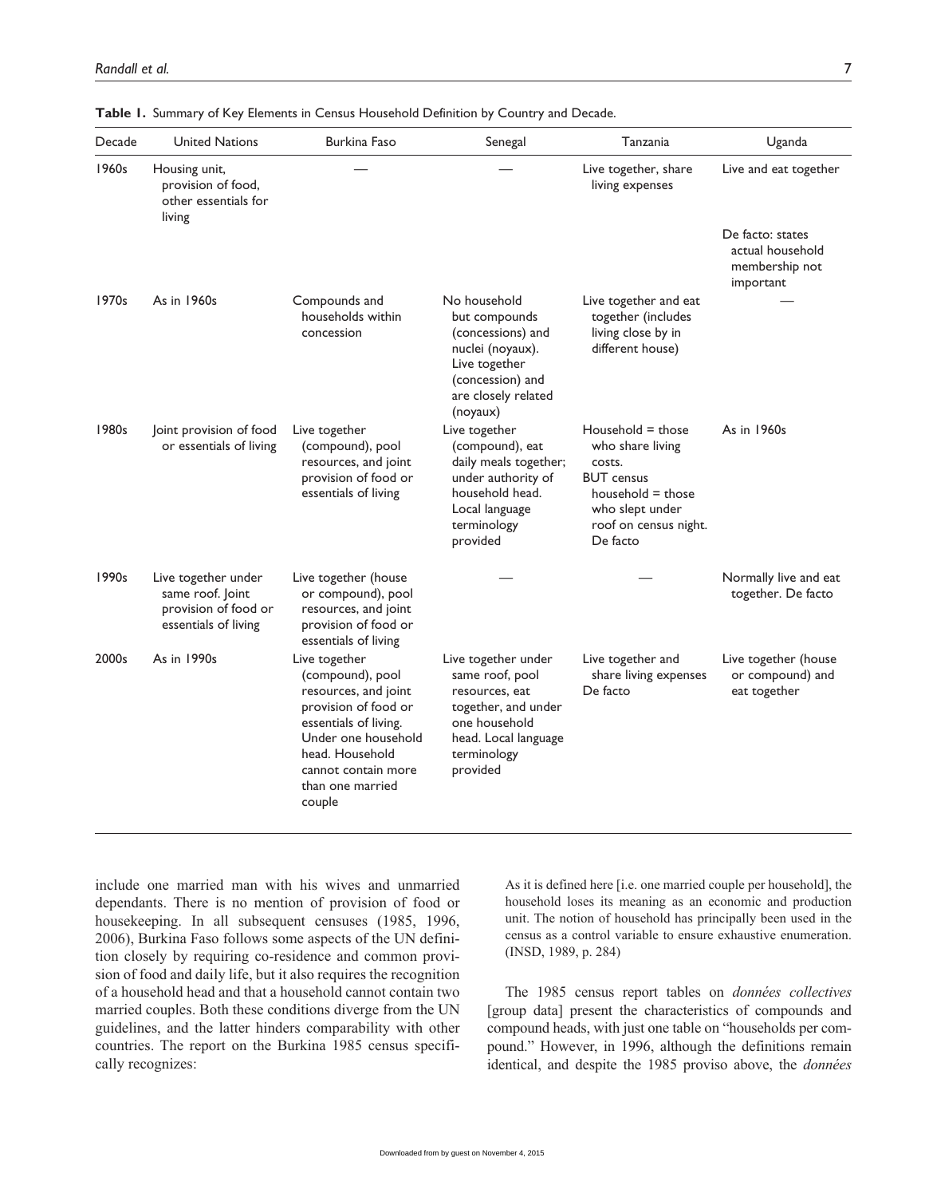**Table 1.** Summary of Key Elements in Census Household Definition by Country and Decade.

| Decade | United Nations | Burkina Faso | Senegal | Tanzania | Uganda |
|---|---|---|---|---|---|
| 1960s | Housing unit, provision of food, other essentials for living | — | — | Live together, share living expenses | Live and eat together<br><br>De facto: states actual household membership not important |
| 1970s | As in 1960s | Compounds and households within concession | No household but compounds (concessions) and nuclei (noyaux). Live together (concession) and are closely related (noyaux) | Live together and eat together (includes living close by in different house) | — |
| 1980s | Joint provision of food or essentials of living | Live together (compound), pool resources, and joint provision of food or essentials of living | Live together (compound), eat daily meals together; under authority of household head. Local language terminology provided | Household = those who share living costs. BUT census household = those who slept under roof on census night. De facto | As in 1960s |
| 1990s | Live together under same roof. Joint provision of food or essentials of living | Live together (house or compound), pool resources, and joint provision of food or essentials of living | — | — | Normally live and eat together. De facto |
| 2000s | As in 1990s | Live together (compound), pool resources, and joint provision of food or essentials of living. Under one household head. Household cannot contain more than one married couple | Live together under same roof, pool resources, eat together, and under one household head. Local language terminology provided | Live together and share living expenses De facto | Live together (house or compound) and eat together |

include one married man with his wives and unmarried dependants. There is no mention of provision of food or housekeeping. In all subsequent censuses (1985, 1996, 2006), Burkina Faso follows some aspects of the UN definition closely by requiring co-residence and common provision of food and daily life, but it also requires the recognition of a household head and that a household cannot contain two married couples. Both these conditions diverge from the UN guidelines, and the latter hinders comparability with other countries. The report on the Burkina 1985 census specifically recognizes:

> As it is defined here [i.e. one married couple per household], the household loses its meaning as an economic and production unit. The notion of household has principally been used in the census as a control variable to ensure exhaustive enumeration. (INSD, 1989, p. 284)

The 1985 census report tables on *données collectives* [group data] present the characteristics of compounds and compound heads, with just one table on "households per compound." However, in 1996, although the definitions remain identical, and despite the 1985 proviso above, the *données*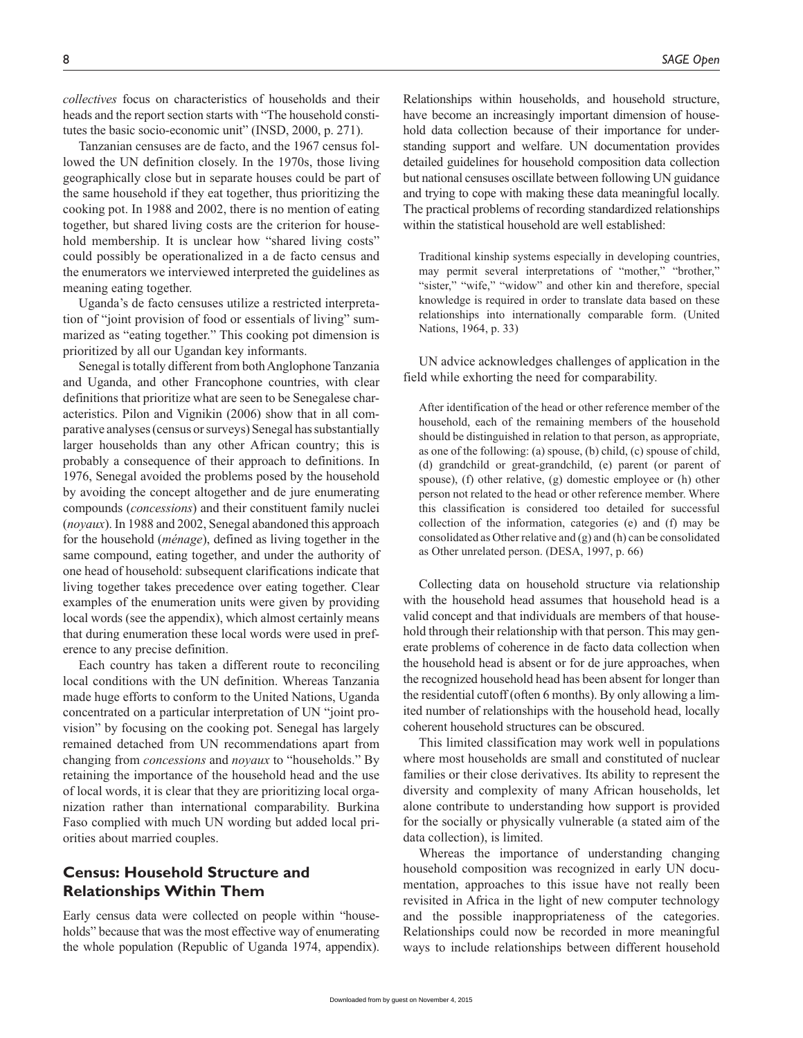*collectives* focus on characteristics of households and their heads and the report section starts with "The household constitutes the basic socio-economic unit" (INSD, 2000, p. 271).

Tanzanian censuses are de facto, and the 1967 census followed the UN definition closely. In the 1970s, those living geographically close but in separate houses could be part of the same household if they eat together, thus prioritizing the cooking pot. In 1988 and 2002, there is no mention of eating together, but shared living costs are the criterion for household membership. It is unclear how "shared living costs" could possibly be operationalized in a de facto census and the enumerators we interviewed interpreted the guidelines as meaning eating together.

Uganda's de facto censuses utilize a restricted interpretation of "joint provision of food or essentials of living" summarized as "eating together." This cooking pot dimension is prioritized by all our Ugandan key informants.

Senegal is totally different from both Anglophone Tanzania and Uganda, and other Francophone countries, with clear definitions that prioritize what are seen to be Senegalese characteristics. Pilon and Vignikin (2006) show that in all comparative analyses (census or surveys) Senegal has substantially larger households than any other African country; this is probably a consequence of their approach to definitions. In 1976, Senegal avoided the problems posed by the household by avoiding the concept altogether and de jure enumerating compounds (*concessions*) and their constituent family nuclei (*noyaux*). In 1988 and 2002, Senegal abandoned this approach for the household (*ménage*), defined as living together in the same compound, eating together, and under the authority of one head of household: subsequent clarifications indicate that living together takes precedence over eating together. Clear examples of the enumeration units were given by providing local words (see the appendix), which almost certainly means that during enumeration these local words were used in preference to any precise definition.

Each country has taken a different route to reconciling local conditions with the UN definition. Whereas Tanzania made huge efforts to conform to the United Nations, Uganda concentrated on a particular interpretation of UN "joint provision" by focusing on the cooking pot. Senegal has largely remained detached from UN recommendations apart from changing from *concessions* and *noyaux* to "households." By retaining the importance of the household head and the use of local words, it is clear that they are prioritizing local organization rather than international comparability. Burkina Faso complied with much UN wording but added local priorities about married couples.

## Census: Household Structure and Relationships Within Them

Early census data were collected on people within "households" because that was the most effective way of enumerating the whole population (Republic of Uganda 1974, appendix). Relationships within households, and household structure, have become an increasingly important dimension of household data collection because of their importance for understanding support and welfare. UN documentation provides detailed guidelines for household composition data collection but national censuses oscillate between following UN guidance and trying to cope with making these data meaningful locally. The practical problems of recording standardized relationships within the statistical household are well established:

> Traditional kinship systems especially in developing countries, may permit several interpretations of "mother," "brother," "sister," "wife," "widow" and other kin and therefore, special knowledge is required in order to translate data based on these relationships into internationally comparable form. (United Nations, 1964, p. 33)

UN advice acknowledges challenges of application in the field while exhorting the need for comparability.

> After identification of the head or other reference member of the household, each of the remaining members of the household should be distinguished in relation to that person, as appropriate, as one of the following: (a) spouse, (b) child, (c) spouse of child, (d) grandchild or great-grandchild, (e) parent (or parent of spouse), (f) other relative, (g) domestic employee or (h) other person not related to the head or other reference member. Where this classification is considered too detailed for successful collection of the information, categories (e) and (f) may be consolidated as Other relative and (g) and (h) can be consolidated as Other unrelated person. (DESA, 1997, p. 66)

Collecting data on household structure via relationship with the household head assumes that household head is a valid concept and that individuals are members of that household through their relationship with that person. This may generate problems of coherence in de facto data collection when the household head is absent or for de jure approaches, when the recognized household head has been absent for longer than the residential cutoff (often 6 months). By only allowing a limited number of relationships with the household head, locally coherent household structures can be obscured.

This limited classification may work well in populations where most households are small and constituted of nuclear families or their close derivatives. Its ability to represent the diversity and complexity of many African households, let alone contribute to understanding how support is provided for the socially or physically vulnerable (a stated aim of the data collection), is limited.

Whereas the importance of understanding changing household composition was recognized in early UN documentation, approaches to this issue have not really been revisited in Africa in the light of new computer technology and the possible inappropriateness of the categories. Relationships could now be recorded in more meaningful ways to include relationships between different household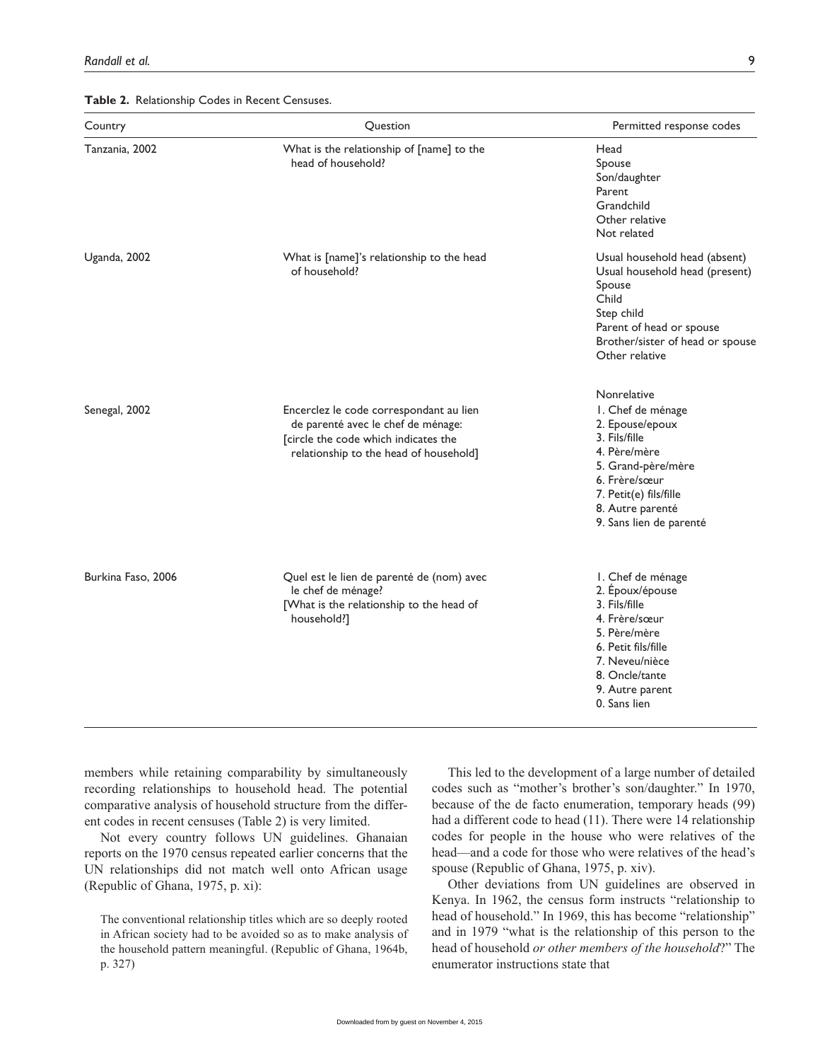**Table 2.** Relationship Codes in Recent Censuses.

| Country | Question | Permitted response codes |
|---|---|---|
| Tanzania, 2002 | What is the relationship of [name] to the head of household? | Head<br>Spouse<br>Son/daughter<br>Parent<br>Grandchild<br>Other relative<br>Not related |
| Uganda, 2002 | What is [name]'s relationship to the head of household? | Usual household head (absent)<br>Usual household head (present)<br>Spouse<br>Child<br>Step child<br>Parent of head or spouse<br>Brother/sister of head or spouse<br>Other relative<br>Nonrelative |
| Senegal, 2002 | Encerclez le code correspondant au lien de parenté avec le chef de ménage: [circle the code which indicates the relationship to the head of household] | 1. Chef de ménage<br>2. Epouse/epoux<br>3. Fils/fille<br>4. Père/mère<br>5. Grand-père/mère<br>6. Frère/sœur<br>7. Petit(e) fils/fille<br>8. Autre parenté<br>9. Sans lien de parenté |
| Burkina Faso, 2006 | Quel est le lien de parenté de (nom) avec le chef de ménage? [What is the relationship to the head of household?] | 1. Chef de ménage<br>2. Époux/épouse<br>3. Fils/fille<br>4. Frère/sœur<br>5. Père/mère<br>6. Petit fils/fille<br>7. Neveu/nièce<br>8. Oncle/tante<br>9. Autre parent<br>0. Sans lien |

members while retaining comparability by simultaneously recording relationships to household head. The potential comparative analysis of household structure from the different codes in recent censuses (Table 2) is very limited.

Not every country follows UN guidelines. Ghanaian reports on the 1970 census repeated earlier concerns that the UN relationships did not match well onto African usage (Republic of Ghana, 1975, p. xi):

> The conventional relationship titles which are so deeply rooted in African society had to be avoided so as to make analysis of the household pattern meaningful. (Republic of Ghana, 1964b, p. 327)

This led to the development of a large number of detailed codes such as "mother's brother's son/daughter." In 1970, because of the de facto enumeration, temporary heads (99) had a different code to head (11). There were 14 relationship codes for people in the house who were relatives of the head—and a code for those who were relatives of the head's spouse (Republic of Ghana, 1975, p. xiv).

Other deviations from UN guidelines are observed in Kenya. In 1962, the census form instructs "relationship to head of household." In 1969, this has become "relationship" and in 1979 "what is the relationship of this person to the head of household *or other members of the household*?" The enumerator instructions state that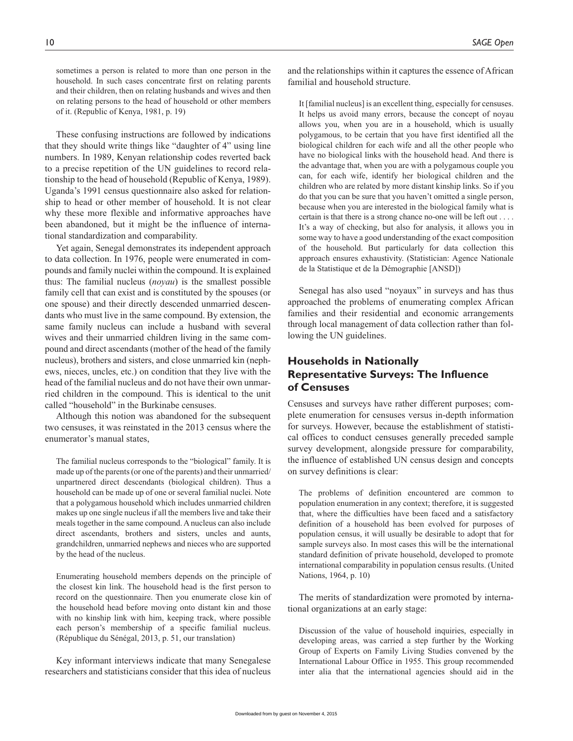sometimes a person is related to more than one person in the household. In such cases concentrate first on relating parents and their children, then on relating husbands and wives and then on relating persons to the head of household or other members of it. (Republic of Kenya, 1981, p. 19)

These confusing instructions are followed by indications that they should write things like "daughter of 4" using line numbers. In 1989, Kenyan relationship codes reverted back to a precise repetition of the UN guidelines to record relationship to the head of household (Republic of Kenya, 1989). Uganda's 1991 census questionnaire also asked for relationship to head or other member of household. It is not clear why these more flexible and informative approaches have been abandoned, but it might be the influence of international standardization and comparability.

Yet again, Senegal demonstrates its independent approach to data collection. In 1976, people were enumerated in compounds and family nuclei within the compound. It is explained thus: The familial nucleus (*noyau*) is the smallest possible family cell that can exist and is constituted by the spouses (or one spouse) and their directly descended unmarried descendants who must live in the same compound. By extension, the same family nucleus can include a husband with several wives and their unmarried children living in the same compound and direct ascendants (mother of the head of the family nucleus), brothers and sisters, and close unmarried kin (nephews, nieces, uncles, etc.) on condition that they live with the head of the familial nucleus and do not have their own unmarried children in the compound. This is identical to the unit called "household" in the Burkinabe censuses.

Although this notion was abandoned for the subsequent two censuses, it was reinstated in the 2013 census where the enumerator's manual states,

> The familial nucleus corresponds to the "biological" family. It is made up of the parents (or one of the parents) and their unmarried/unpartnered direct descendants (biological children). Thus a household can be made up of one or several familial nuclei. Note that a polygamous household which includes unmarried children makes up one single nucleus if all the members live and take their meals together in the same compound. A nucleus can also include direct ascendants, brothers and sisters, uncles and aunts, grandchildren, unmarried nephews and nieces who are supported by the head of the nucleus.
>
> Enumerating household members depends on the principle of the closest kin link. The household head is the first person to record on the questionnaire. Then you enumerate close kin of the household head before moving onto distant kin and those with no kinship link with him, keeping track, where possible each person's membership of a specific familial nucleus. (République du Sénégal, 2013, p. 51, our translation)

Key informant interviews indicate that many Senegalese researchers and statisticians consider that this idea of nucleus and the relationships within it captures the essence of African familial and household structure.

> It [familial nucleus] is an excellent thing, especially for censuses. It helps us avoid many errors, because the concept of noyau allows you, when you are in a household, which is usually polygamous, to be certain that you have first identified all the biological children for each wife and all the other people who have no biological links with the household head. And there is the advantage that, when you are with a polygamous couple you can, for each wife, identify her biological children and the children who are related by more distant kinship links. So if you do that you can be sure that you haven't omitted a single person, because when you are interested in the biological family what is certain is that there is a strong chance no-one will be left out . . . . It's a way of checking, but also for analysis, it allows you in some way to have a good understanding of the exact composition of the household. But particularly for data collection this approach ensures exhaustivity. (Statistician: Agence Nationale de la Statistique et de la Démographie [ANSD])

Senegal has also used "noyaux" in surveys and has thus approached the problems of enumerating complex African families and their residential and economic arrangements through local management of data collection rather than following the UN guidelines.

## Households in Nationally Representative Surveys: The Influence of Censuses

Censuses and surveys have rather different purposes; complete enumeration for censuses versus in-depth information for surveys. However, because the establishment of statistical offices to conduct censuses generally preceded sample survey development, alongside pressure for comparability, the influence of established UN census design and concepts on survey definitions is clear:

> The problems of definition encountered are common to population enumeration in any context; therefore, it is suggested that, where the difficulties have been faced and a satisfactory definition of a household has been evolved for purposes of population census, it will usually be desirable to adopt that for sample surveys also. In most cases this will be the international standard definition of private household, developed to promote international comparability in population census results. (United Nations, 1964, p. 10)

The merits of standardization were promoted by international organizations at an early stage:

> Discussion of the value of household inquiries, especially in developing areas, was carried a step further by the Working Group of Experts on Family Living Studies convened by the International Labour Office in 1955. This group recommended inter alia that the international agencies should aid in the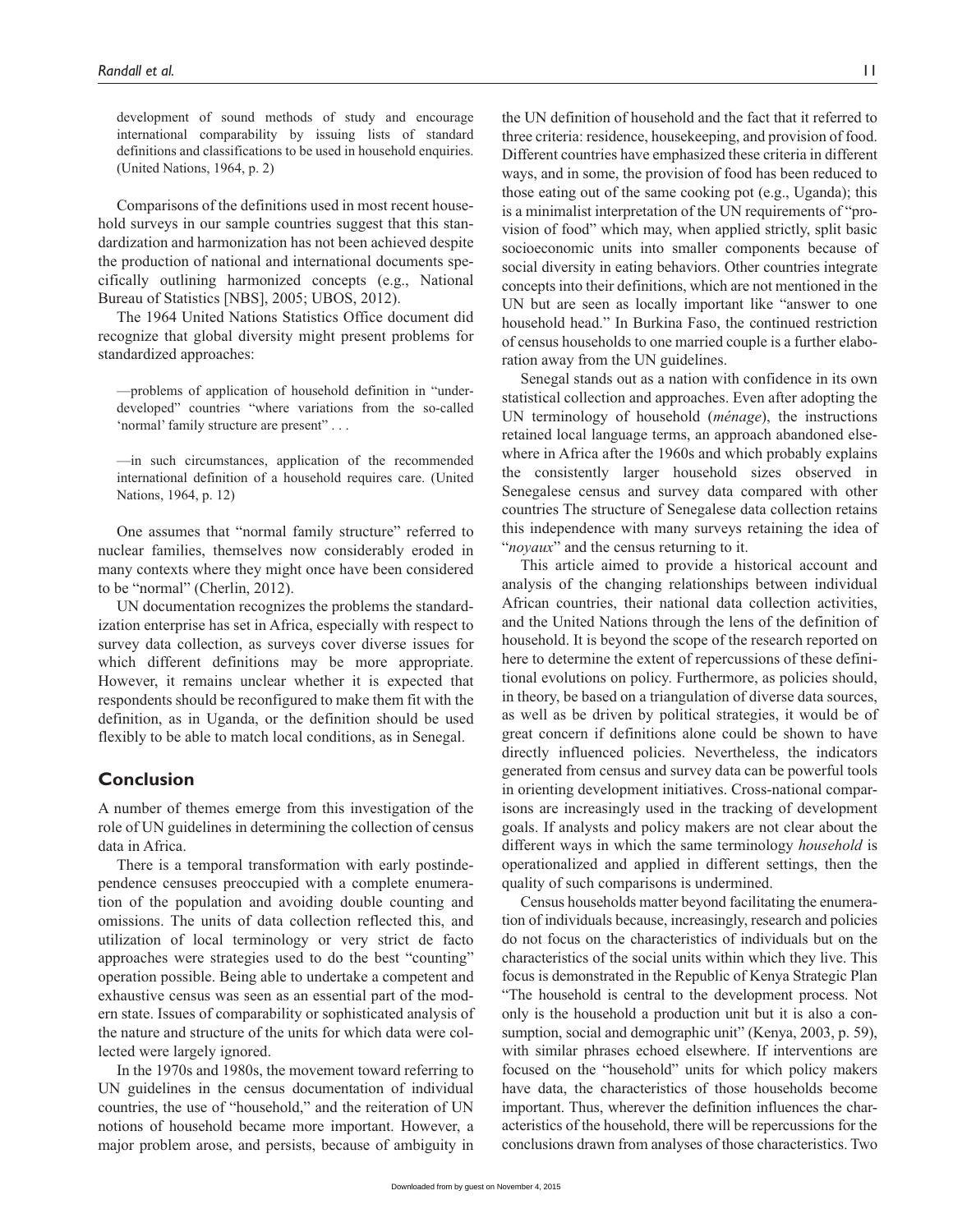development of sound methods of study and encourage international comparability by issuing lists of standard definitions and classifications to be used in household enquiries. (United Nations, 1964, p. 2)

Comparisons of the definitions used in most recent household surveys in our sample countries suggest that this standardization and harmonization has not been achieved despite the production of national and international documents specifically outlining harmonized concepts (e.g., National Bureau of Statistics [NBS], 2005; UBOS, 2012).

The 1964 United Nations Statistics Office document did recognize that global diversity might present problems for standardized approaches:

> —problems of application of household definition in "underdeveloped" countries "where variations from the so-called 'normal' family structure are present" . . .
>
> —in such circumstances, application of the recommended international definition of a household requires care. (United Nations, 1964, p. 12)

One assumes that "normal family structure" referred to nuclear families, themselves now considerably eroded in many contexts where they might once have been considered to be "normal" (Cherlin, 2012).

UN documentation recognizes the problems the standardization enterprise has set in Africa, especially with respect to survey data collection, as surveys cover diverse issues for which different definitions may be more appropriate. However, it remains unclear whether it is expected that respondents should be reconfigured to make them fit with the definition, as in Uganda, or the definition should be used flexibly to be able to match local conditions, as in Senegal.

## Conclusion

A number of themes emerge from this investigation of the role of UN guidelines in determining the collection of census data in Africa.

There is a temporal transformation with early postindependence censuses preoccupied with a complete enumeration of the population and avoiding double counting and omissions. The units of data collection reflected this, and utilization of local terminology or very strict de facto approaches were strategies used to do the best "counting" operation possible. Being able to undertake a competent and exhaustive census was seen as an essential part of the modern state. Issues of comparability or sophisticated analysis of the nature and structure of the units for which data were collected were largely ignored.

In the 1970s and 1980s, the movement toward referring to UN guidelines in the census documentation of individual countries, the use of "household," and the reiteration of UN notions of household became more important. However, a major problem arose, and persists, because of ambiguity in the UN definition of household and the fact that it referred to three criteria: residence, housekeeping, and provision of food. Different countries have emphasized these criteria in different ways, and in some, the provision of food has been reduced to those eating out of the same cooking pot (e.g., Uganda); this is a minimalist interpretation of the UN requirements of "provision of food" which may, when applied strictly, split basic socioeconomic units into smaller components because of social diversity in eating behaviors. Other countries integrate concepts into their definitions, which are not mentioned in the UN but are seen as locally important like "answer to one household head." In Burkina Faso, the continued restriction of census households to one married couple is a further elaboration away from the UN guidelines.

Senegal stands out as a nation with confidence in its own statistical collection and approaches. Even after adopting the UN terminology of household (*ménage*), the instructions retained local language terms, an approach abandoned elsewhere in Africa after the 1960s and which probably explains the consistently larger household sizes observed in Senegalese census and survey data compared with other countries The structure of Senegalese data collection retains this independence with many surveys retaining the idea of "*noyaux*" and the census returning to it.

This article aimed to provide a historical account and analysis of the changing relationships between individual African countries, their national data collection activities, and the United Nations through the lens of the definition of household. It is beyond the scope of the research reported on here to determine the extent of repercussions of these definitional evolutions on policy. Furthermore, as policies should, in theory, be based on a triangulation of diverse data sources, as well as be driven by political strategies, it would be of great concern if definitions alone could be shown to have directly influenced policies. Nevertheless, the indicators generated from census and survey data can be powerful tools in orienting development initiatives. Cross-national comparisons are increasingly used in the tracking of development goals. If analysts and policy makers are not clear about the different ways in which the same terminology *household* is operationalized and applied in different settings, then the quality of such comparisons is undermined.

Census households matter beyond facilitating the enumeration of individuals because, increasingly, research and policies do not focus on the characteristics of individuals but on the characteristics of the social units within which they live. This focus is demonstrated in the Republic of Kenya Strategic Plan "The household is central to the development process. Not only is the household a production unit but it is also a consumption, social and demographic unit" (Kenya, 2003, p. 59), with similar phrases echoed elsewhere. If interventions are focused on the "household" units for which policy makers have data, the characteristics of those households become important. Thus, wherever the definition influences the characteristics of the household, there will be repercussions for the conclusions drawn from analyses of those characteristics. Two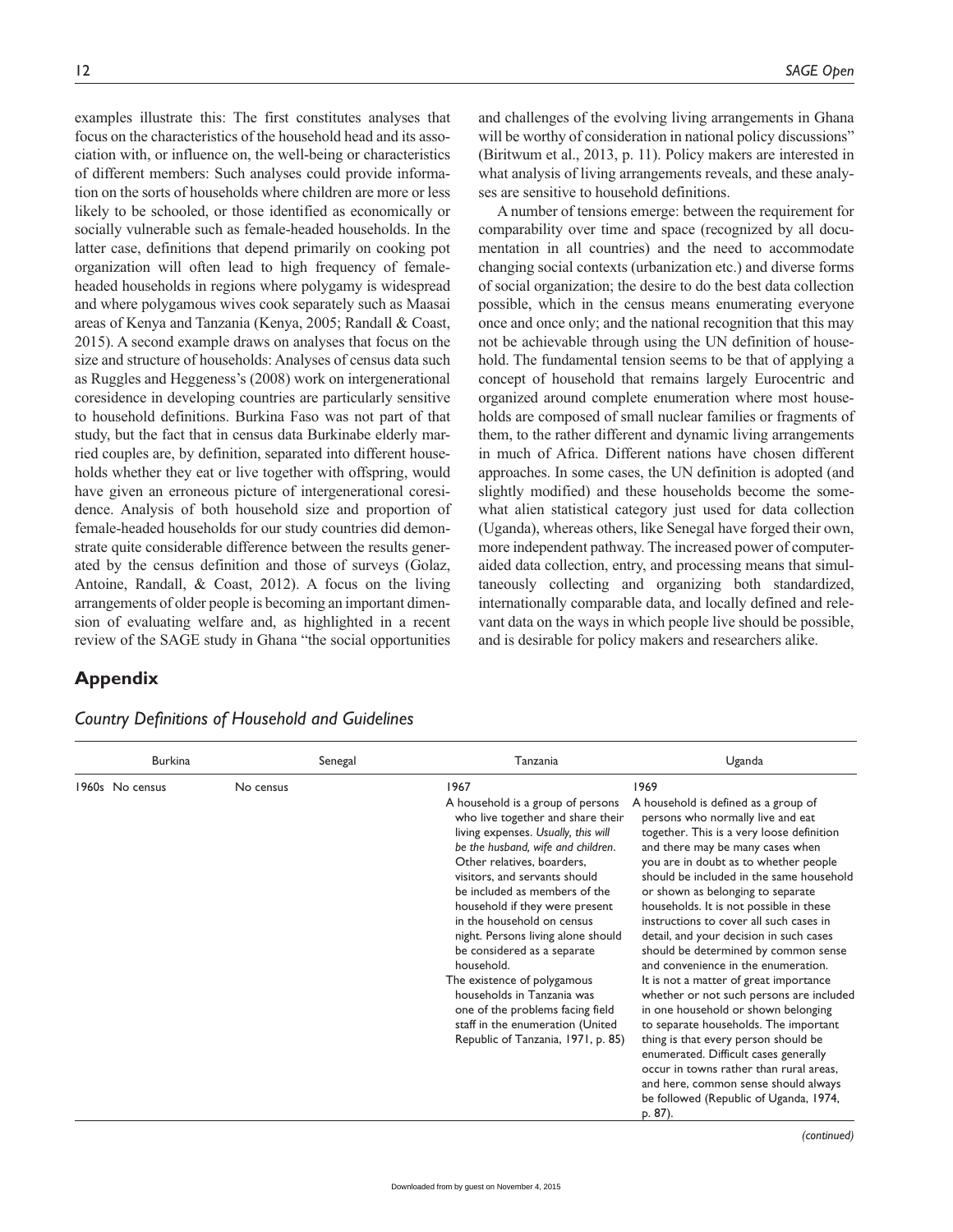examples illustrate this: The first constitutes analyses that focus on the characteristics of the household head and its association with, or influence on, the well-being or characteristics of different members: Such analyses could provide information on the sorts of households where children are more or less likely to be schooled, or those identified as economically or socially vulnerable such as female-headed households. In the latter case, definitions that depend primarily on cooking pot organization will often lead to high frequency of female-headed households in regions where polygamy is widespread and where polygamous wives cook separately such as Maasai areas of Kenya and Tanzania (Kenya, 2005; Randall & Coast, 2015). A second example draws on analyses that focus on the size and structure of households: Analyses of census data such as Ruggles and Heggeness's (2008) work on intergenerational coresidence in developing countries are particularly sensitive to household definitions. Burkina Faso was not part of that study, but the fact that in census data Burkinabe elderly married couples are, by definition, separated into different households whether they eat or live together with offspring, would have given an erroneous picture of intergenerational coresidence. Analysis of both household size and proportion of female-headed households for our study countries did demonstrate quite considerable difference between the results generated by the census definition and those of surveys (Golaz, Antoine, Randall, & Coast, 2012). A focus on the living arrangements of older people is becoming an important dimension of evaluating welfare and, as highlighted in a recent review of the SAGE study in Ghana "the social opportunities and challenges of the evolving living arrangements in Ghana will be worthy of consideration in national policy discussions" (Biritwum et al., 2013, p. 11). Policy makers are interested in what analysis of living arrangements reveals, and these analyses are sensitive to household definitions.

A number of tensions emerge: between the requirement for comparability over time and space (recognized by all documentation in all countries) and the need to accommodate changing social contexts (urbanization etc.) and diverse forms of social organization; the desire to do the best data collection possible, which in the census means enumerating everyone once and once only; and the national recognition that this may not be achievable through using the UN definition of household. The fundamental tension seems to be that of applying a concept of household that remains largely Eurocentric and organized around complete enumeration where most households are composed of small nuclear families or fragments of them, to the rather different and dynamic living arrangements in much of Africa. Different nations have chosen different approaches. In some cases, the UN definition is adopted (and slightly modified) and these households become the somewhat alien statistical category just used for data collection (Uganda), whereas others, like Senegal have forged their own, more independent pathway. The increased power of computer-aided data collection, entry, and processing means that simultaneously collecting and organizing both standardized, internationally comparable data, and locally defined and relevant data on the ways in which people live should be possible, and is desirable for policy makers and researchers alike.

## Appendix

### *Country Definitions of Household and Guidelines*

| | Burkina | Senegal | Tanzania | Uganda |
|---|---|---|---|---|
| 1960s | No census | No census | 1967<br>A household is a group of persons who live together and share their living expenses. *Usually, this will be the husband, wife and children*. Other relatives, boarders, visitors, and servants should be included as members of the household if they were present in the household on census night. Persons living alone should be considered as a separate household.<br>The existence of polygamous households in Tanzania was one of the problems facing field staff in the enumeration (United Republic of Tanzania, 1971, p. 85) | 1969<br>A household is defined as a group of persons who normally live and eat together. This is a very loose definition and there may be many cases when you are in doubt as to whether people should be included in the same household or shown as belonging to separate households. It is not possible in these instructions to cover all such cases in detail, and your decision in such cases should be determined by common sense and convenience in the enumeration.<br>It is not a matter of great importance whether or not such persons are included in one household or shown belonging to separate households. The important thing is that every person should be enumerated. Difficult cases generally occur in towns rather than rural areas, and here, common sense should always be followed (Republic of Uganda, 1974, p. 87). |

*(continued)*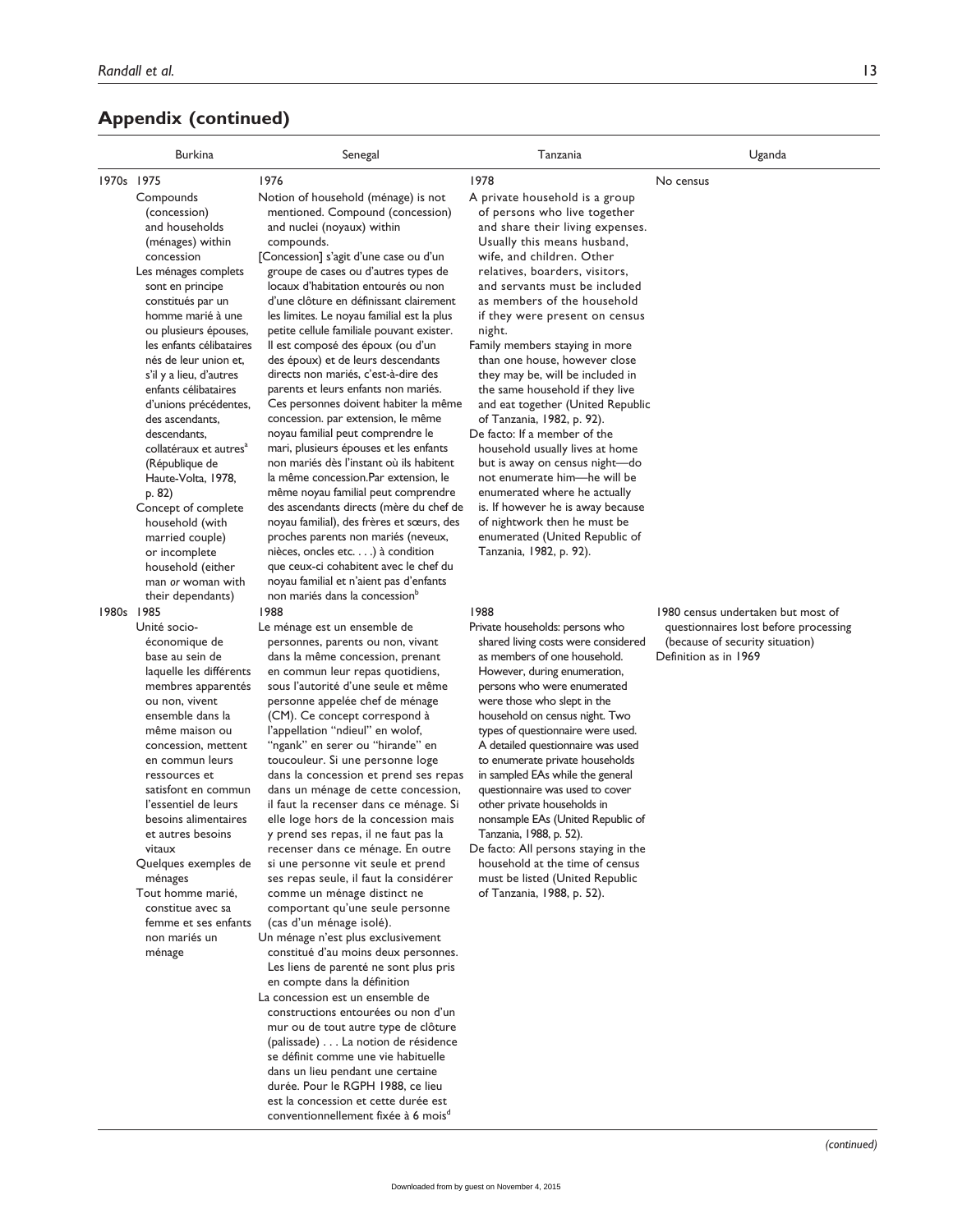## Appendix (continued)

| | Burkina | Senegal | Tanzania | Uganda |
|---|---|---|---|---|
| 1970s | 1975<br>Compounds (concession) and households (ménages) within concession<br>Les ménages complets sont en principe constitués par un homme marié à une ou plusieurs épouses, les enfants célibataires nés de leur union et, s'il y a lieu, d'autres enfants célibataires d'unions précédentes, des ascendants, descendants, collatéraux et autres[a] (République de Haute-Volta, 1978, p. 82)<br>Concept of complete household (with married couple) or incomplete household (either man *or* woman with their dependants) | 1976<br>Notion of household (ménage) is not mentioned. Compound (concession) and nuclei (noyaux) within compounds.<br>[Concession] s'agit d'une case ou d'un groupe de cases ou d'autres types de locaux d'habitation entourés ou non d'une clôture en définissant clairement les limites. Le noyau familial est la plus petite cellule familiale pouvant exister. Il est composé des époux (ou d'un des époux) et de leurs descendants directs non mariés, c'est-à-dire des parents et leurs enfants non mariés. Ces personnes doivent habiter la même concession. par extension, le même noyau familial peut comprendre le mari, plusieurs épouses et les enfants non mariés dès l'instant où ils habitent la même concession.Par extension, le même noyau familial peut comprendre des ascendants directs (mère du chef de noyau familial), des frères et sœurs, des proches parents non mariés (neveux, nièces, oncles etc. . . .) à condition que ceux-ci cohabitent avec le chef du noyau familial et n'aient pas d'enfants non mariés dans la concession[b] | 1978<br>A private household is a group of persons who live together and share their living expenses. Usually this means husband, wife, and children. Other relatives, boarders, visitors, and servants must be included as members of the household if they were present on census night.<br>Family members staying in more than one house, however close they may be, will be included in the same household if they live and eat together (United Republic of Tanzania, 1982, p. 92).<br>De facto: If a member of the household usually lives at home but is away on census night—do not enumerate him—he will be enumerated where he actually is. If however he is away because of nightwork then he must be enumerated (United Republic of Tanzania, 1982, p. 92). | No census |
| 1980s | 1985<br>Unité socio-économique de base au sein de laquelle les différents membres apparentés ou non, vivent ensemble dans la même maison ou concession, mettent en commun leurs ressources et satisfont en commun l'essentiel de leurs besoins alimentaires et autres besoins vitaux<br>Quelques exemples de ménages<br>Tout homme marié, constitue avec sa femme et ses enfants non mariés un ménage | 1988<br>Le ménage est un ensemble de personnes, parents ou non, vivant dans la même concession, prenant en commun leur repas quotidiens, sous l'autorité d'une seule et même personne appelée chef de ménage (CM). Ce concept correspond à l'appellation "ndieul" en wolof, "ngank" en serer ou "hirande" en toucouleur. Si une personne loge dans la concession et prend ses repas dans un ménage de cette concession, il faut la recenser dans ce ménage. Si elle loge hors de la concession mais y prend ses repas, il ne faut pas la recenser dans ce ménage. En outre si une personne vit seule et prend ses repas seule, il faut la considérer comme un ménage distinct ne comportant qu'une seule personne (cas d'un ménage isolé).<br>Un ménage n'est plus exclusivement constitué d'au moins deux personnes. Les liens de parenté ne sont plus pris en compte dans la définition<br>La concession est un ensemble de constructions entourées ou non d'un mur ou de tout autre type de clôture (palissade) . . . La notion de résidence se définit comme une vie habituelle dans un lieu pendant une certaine durée. Pour le RGPH 1988, ce lieu est la concession et cette durée est conventionnellement fixée à 6 mois[d] | 1988<br>Private households: persons who shared living costs were considered as members of one household. However, during enumeration, persons who were enumerated were those who slept in the household on census night. Two types of questionnaire were used. A detailed questionnaire was used to enumerate private households in sampled EAs while the general questionnaire was used to cover other private households in nonsample EAs (United Republic of Tanzania, 1988, p. 52).<br>De facto: All persons staying in the household at the time of census must be listed (United Republic of Tanzania, 1988, p. 52). | 1980 census undertaken but most of questionnaires lost before processing (because of security situation)<br>Definition as in 1969 |

*(continued)*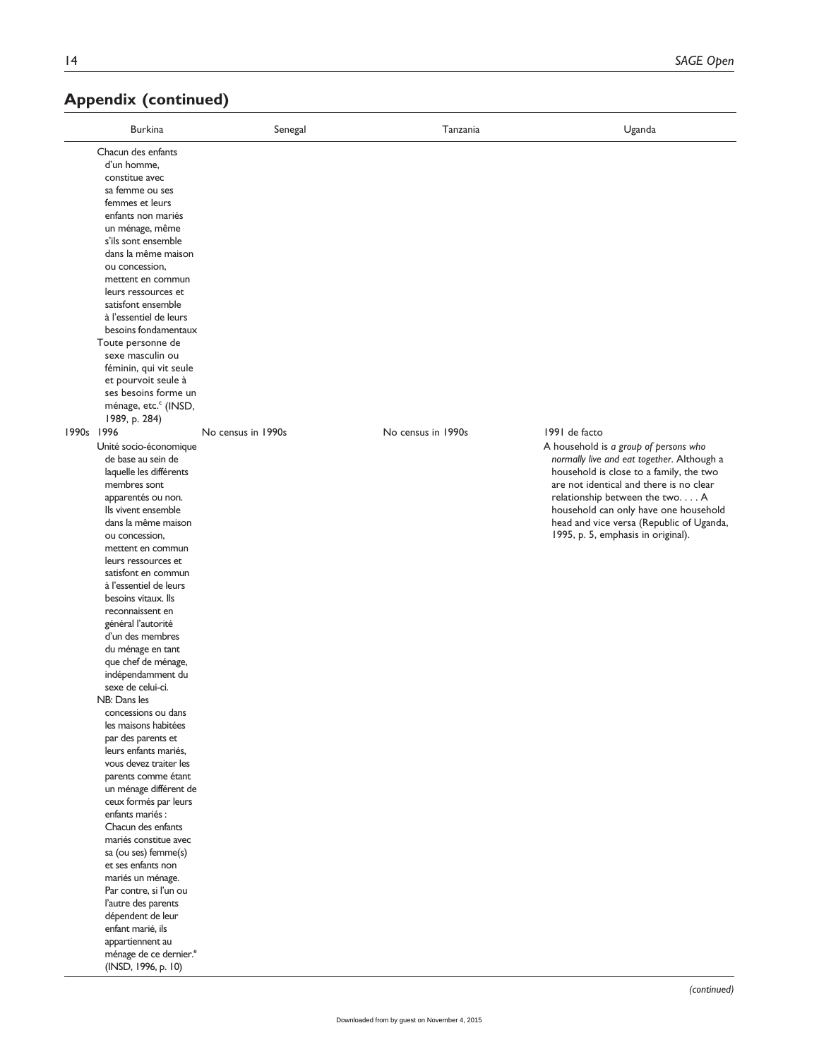## Appendix (continued)

| | Burkina | Senegal | Tanzania | Uganda |
|---|---|---|---|---|
| | Chacun des enfants d'un homme, constitue avec sa femme ou ses femmes et leurs enfants non mariés un ménage, même s'ils sont ensemble dans la même maison ou concession, mettent en commun leurs ressources et satisfont ensemble à l'essentiel de leurs besoins fondamentaux Toute personne de sexe masculin ou féminin, qui vit seule et pourvoit seule à ses besoins forme un ménage, etc.[c] (INSD, 1989, p. 284) | | | |
| 1990s | 1996 Unité socio-économique de base au sein de laquelle les différents membres sont apparentés ou non. Ils vivent ensemble dans la même maison ou concession, mettent en commun leurs ressources et satisfont en commun à l'essentiel de leurs besoins vitaux. Ils reconnaissent en général l'autorité d'un des membres du ménage en tant que chef de ménage, indépendamment du sexe de celui-ci. NB: Dans les concessions ou dans les maisons habitées par des parents et leurs enfants mariés, vous devez traiter les parents comme étant un ménage différent de ceux formés par leurs enfants mariés : Chacun des enfants mariés constitue avec sa (ou ses) femme(s) et ses enfants non mariés un ménage. Par contre, si l'un ou l'autre des parents dépendent de leur enfant marié, ils appartiennent au ménage de ce dernier.[e] (INSD, 1996, p. 10) | No census in 1990s | No census in 1990s | 1991 de facto A household is *a group of persons who normally live and eat together*. Although a household is close to a family, the two are not identical and there is no clear relationship between the two. . . . A household can only have one household head and vice versa (Republic of Uganda, 1995, p. 5, emphasis in original). |

*(continued)*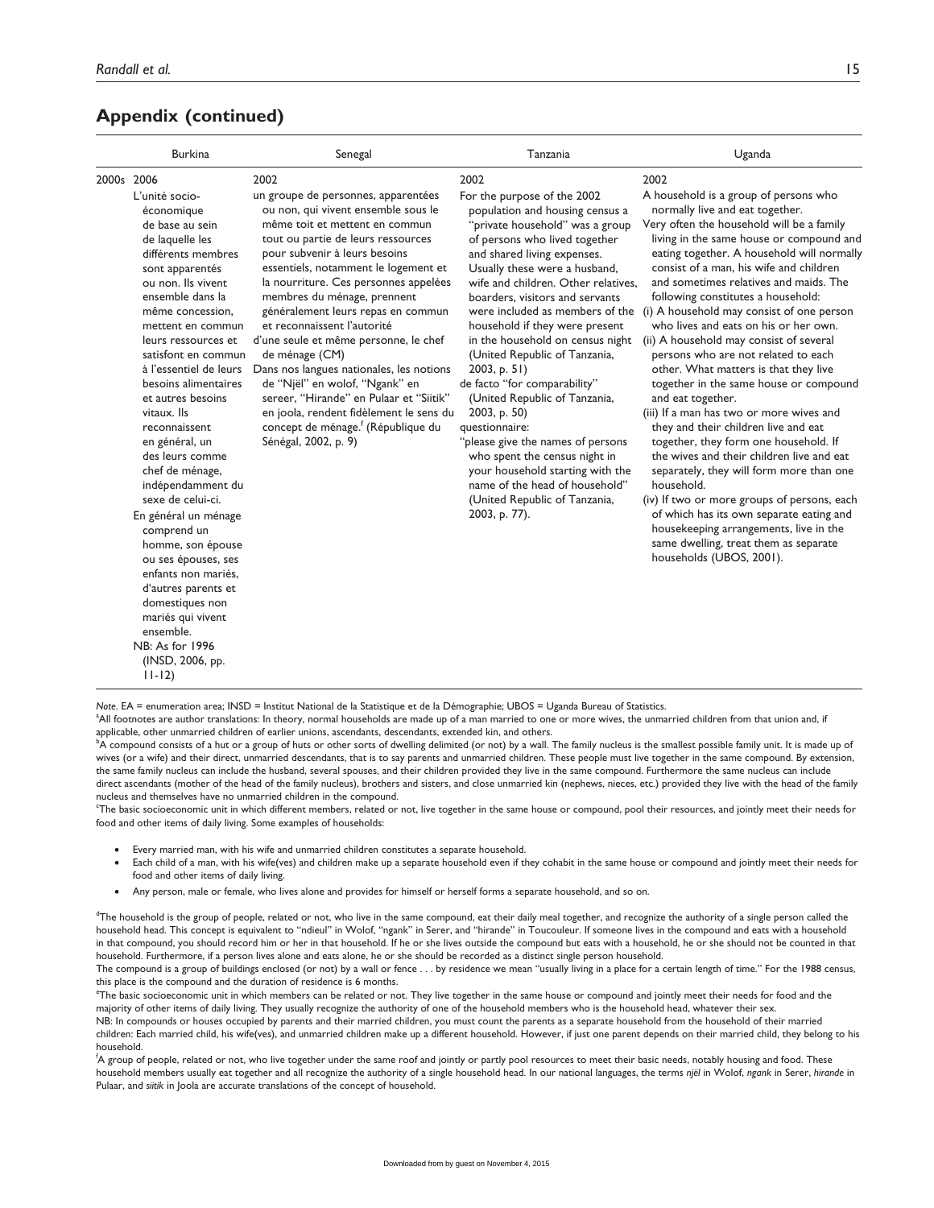## Appendix (continued)

| | Burkina | Senegal | Tanzania | Uganda |
|---|---|---|---|---|
| 2000s | 2006<br>L'unité socio-économique de base au sein de laquelle les différents membres sont apparentés ou non. Ils vivent ensemble dans la même concession, mettent en commun leurs ressources et satisfont en commun à l'essentiel de leurs besoins alimentaires et autres besoins vitaux. Ils reconnaissent en général, un des leurs comme chef de ménage, indépendamment du sexe de celui-ci.<br>En général un ménage comprend un homme, son épouse ou ses épouses, ses enfants non mariés, d'autres parents et domestiques non mariés qui vivent ensemble.<br>NB: As for 1996 (INSD, 2006, pp. 11-12) | 2002<br>un groupe de personnes, apparentées ou non, qui vivent ensemble sous le même toit et mettent en commun tout ou partie de leurs ressources pour subvenir à leurs besoins essentiels, notamment le logement et la nourriture. Ces personnes appelées membres du ménage, prennent généralement leurs repas en commun et reconnaissent l'autorité d'une seule et même personne, le chef de ménage (CM)<br>Dans nos langues nationales, les notions de "Njël" en wolof, "Ngank" en sereer, "Hirande" en Pulaar et "Siitik" en joola, rendent fidèlement le sens du concept de ménage.[f] (République du Sénégal, 2002, p. 9) | 2002<br>For the purpose of the 2002 population and housing census a "private household" was a group of persons who lived together and shared living expenses. Usually these were a husband, wife and children. Other relatives, boarders, visitors and servants were included as members of the household if they were present in the household on census night (United Republic of Tanzania, 2003, p. 51)<br>de facto "for comparability" (United Republic of Tanzania, 2003, p. 50)<br>questionnaire:<br>"please give the names of persons who spent the census night in your household starting with the name of the head of household" (United Republic of Tanzania, 2003, p. 77). | 2002<br>A household is a group of persons who normally live and eat together.<br>Very often the household will be a family living in the same house or compound and eating together. A household will normally consist of a man, his wife and children and sometimes relatives and maids. The following constitutes a household:<br>(i) A household may consist of one person who lives and eats on his or her own.<br>(ii) A household may consist of several persons who are not related to each other. What matters is that they live together in the same house or compound and eat together.<br>(iii) If a man has two or more wives and they and their children live and eat together, they form one household. If the wives and their children live and eat separately, they will form more than one household.<br>(iv) If two or more groups of persons, each of which has its own separate eating and housekeeping arrangements, live in the same dwelling, treat them as separate households (UBOS, 2001). |

*Note.* EA = enumeration area; INSD = Institut National de la Statistique et de la Démographie; UBOS = Uganda Bureau of Statistics.

[a]All footnotes are author translations: In theory, normal households are made up of a man married to one or more wives, the unmarried children from that union and, if applicable, other unmarried children of earlier unions, ascendants, descendants, extended kin, and others.

[b]A compound consists of a hut or a group of huts or other sorts of dwelling delimited (or not) by a wall. The family nucleus is the smallest possible family unit. It is made up of wives (or a wife) and their direct, unmarried descendants, that is to say parents and unmarried children. These people must live together in the same compound. By extension, the same family nucleus can include the husband, several spouses, and their children provided they live in the same compound. Furthermore the same nucleus can include direct ascendants (mother of the head of the family nucleus), brothers and sisters, and close unmarried kin (nephews, nieces, etc.) provided they live with the head of the family nucleus and themselves have no unmarried children in the compound.

[c]The basic socioeconomic unit in which different members, related or not, live together in the same house or compound, pool their resources, and jointly meet their needs for food and other items of daily living. Some examples of households:

- Every married man, with his wife and unmarried children constitutes a separate household.
- Each child of a man, with his wife(ves) and children make up a separate household even if they cohabit in the same house or compound and jointly meet their needs for food and other items of daily living.
- Any person, male or female, who lives alone and provides for himself or herself forms a separate household, and so on.

[d]The household is the group of people, related or not, who live in the same compound, eat their daily meal together, and recognize the authority of a single person called the household head. This concept is equivalent to "ndieul" in Wolof, "ngank" in Serer, and "hirande" in Toucouleur. If someone lives in the compound and eats with a household in that compound, you should record him or her in that household. If he or she lives outside the compound but eats with a household, he or she should not be counted in that household. Furthermore, if a person lives alone and eats alone, he or she should be recorded as a distinct single person household.
The compound is a group of buildings enclosed (or not) by a wall or fence . . . by residence we mean "usually living in a place for a certain length of time." For the 1988 census, this place is the compound and the duration of residence is 6 months.

[e]The basic socioeconomic unit in which members can be related or not. They live together in the same house or compound and jointly meet their needs for food and the majority of other items of daily living. They usually recognize the authority of one of the household members who is the household head, whatever their sex.
NB: In compounds or houses occupied by parents and their married children, you must count the parents as a separate household from the household of their married children: Each married child, his wife(ves), and unmarried children make up a different household. However, if just one parent depends on their married child, they belong to his household.

[f]A group of people, related or not, who live together under the same roof and jointly or partly pool resources to meet their basic needs, notably housing and food. These household members usually eat together and all recognize the authority of a single household head. In our national languages, the terms *njël* in Wolof, *ngank* in Serer, *hirande* in Pulaar, and *siitik* in Joola are accurate translations of the concept of household.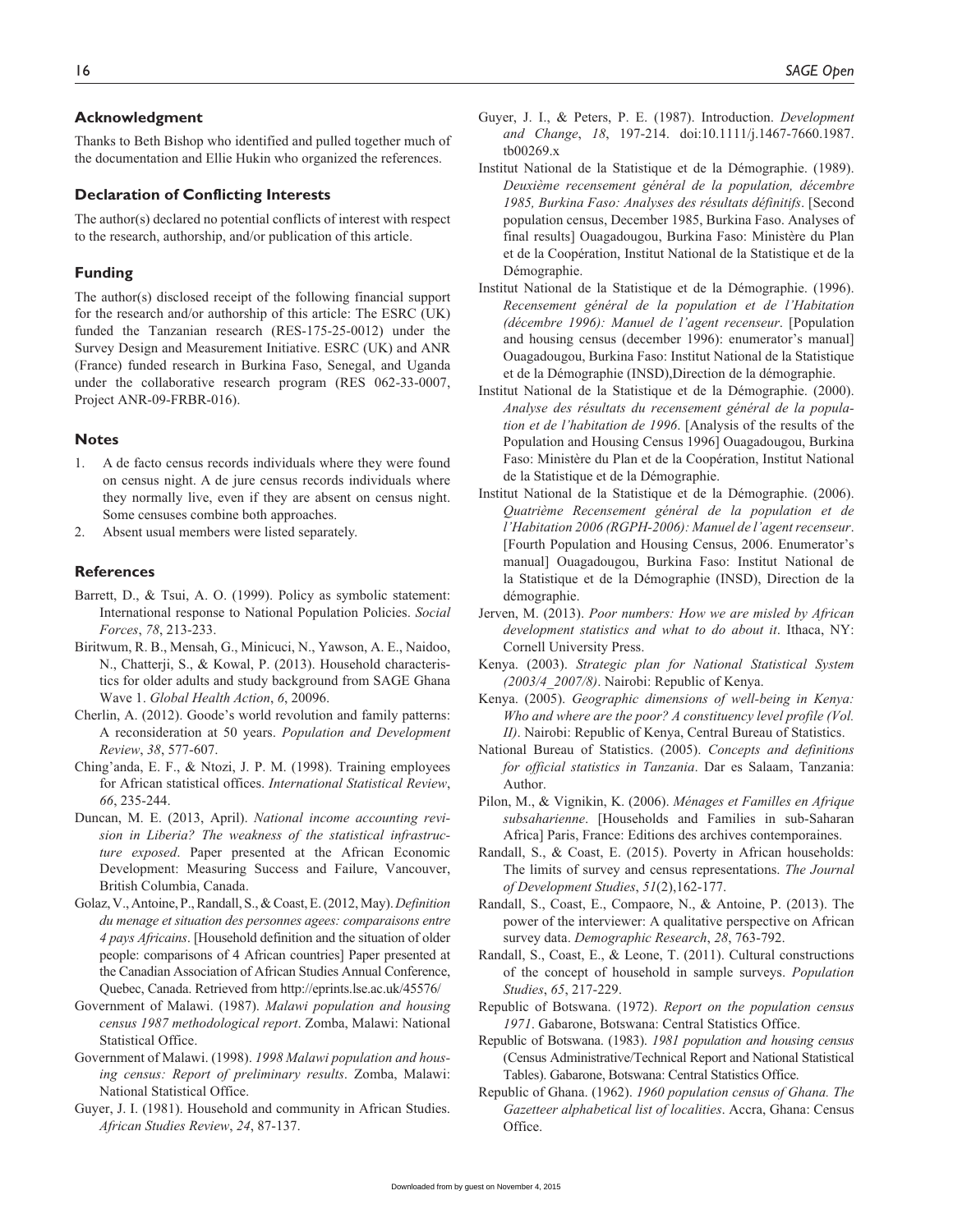## Acknowledgment

Thanks to Beth Bishop who identified and pulled together much of the documentation and Ellie Hukin who organized the references.

## Declaration of Conflicting Interests

The author(s) declared no potential conflicts of interest with respect to the research, authorship, and/or publication of this article.

## Funding

The author(s) disclosed receipt of the following financial support for the research and/or authorship of this article: The ESRC (UK) funded the Tanzanian research (RES-175-25-0012) under the Survey Design and Measurement Initiative. ESRC (UK) and ANR (France) funded research in Burkina Faso, Senegal, and Uganda under the collaborative research program (RES 062-33-0007, Project ANR-09-FRBR-016).

## Notes

1. A de facto census records individuals where they were found on census night. A de jure census records individuals where they normally live, even if they are absent on census night. Some censuses combine both approaches.
2. Absent usual members were listed separately.

## References

Barrett, D., & Tsui, A. O. (1999). Policy as symbolic statement: International response to National Population Policies. *Social Forces*, *78*, 213-233.

Biritwum, R. B., Mensah, G., Minicuci, N., Yawson, A. E., Naidoo, N., Chatterji, S., & Kowal, P. (2013). Household characteristics for older adults and study background from SAGE Ghana Wave 1. *Global Health Action*, *6*, 20096.

Cherlin, A. (2012). Goode's world revolution and family patterns: A reconsideration at 50 years. *Population and Development Review*, *38*, 577-607.

Ching'anda, E. F., & Ntozi, J. P. M. (1998). Training employees for African statistical offices. *International Statistical Review*, *66*, 235-244.

Duncan, M. E. (2013, April). *National income accounting revision in Liberia? The weakness of the statistical infrastructure exposed*. Paper presented at the African Economic Development: Measuring Success and Failure, Vancouver, British Columbia, Canada.

Golaz, V., Antoine, P., Randall, S., & Coast, E. (2012, May). *Definition du menage et situation des personnes agees: comparaisons entre 4 pays Africains*. [Household definition and the situation of older people: comparisons of 4 African countries] Paper presented at the Canadian Association of African Studies Annual Conference, Quebec, Canada. Retrieved from http://eprints.lse.ac.uk/45576/

Government of Malawi. (1987). *Malawi population and housing census 1987 methodological report*. Zomba, Malawi: National Statistical Office.

Government of Malawi. (1998). *1998 Malawi population and housing census: Report of preliminary results*. Zomba, Malawi: National Statistical Office.

Guyer, J. I. (1981). Household and community in African Studies. *African Studies Review*, *24*, 87-137.

Guyer, J. I., & Peters, P. E. (1987). Introduction. *Development and Change*, *18*, 197-214. doi:10.1111/j.1467-7660.1987.tb00269.x

Institut National de la Statistique et de la Démographie. (1989). *Deuxième recensement général de la population, décembre 1985, Burkina Faso: Analyses des résultats définitifs*. [Second population census, December 1985, Burkina Faso. Analyses of final results] Ouagadougou, Burkina Faso: Ministère du Plan et de la Coopération, Institut National de la Statistique et de la Démographie.

Institut National de la Statistique et de la Démographie. (1996). *Recensement général de la population et de l'Habitation (décembre 1996): Manuel de l'agent recenseur*. [Population and housing census (december 1996): enumerator's manual] Ouagadougou, Burkina Faso: Institut National de la Statistique et de la Démographie (INSD),Direction de la démographie.

Institut National de la Statistique et de la Démographie. (2000). *Analyse des résultats du recensement général de la population et de l'habitation de 1996*. [Analysis of the results of the Population and Housing Census 1996] Ouagadougou, Burkina Faso: Ministère du Plan et de la Coopération, Institut National de la Statistique et de la Démographie.

Institut National de la Statistique et de la Démographie. (2006). *Quatrième Recensement général de la population et de l'Habitation 2006 (RGPH-2006): Manuel de l'agent recenseur*. [Fourth Population and Housing Census, 2006. Enumerator's manual] Ouagadougou, Burkina Faso: Institut National de la Statistique et de la Démographie (INSD), Direction de la démographie.

Jerven, M. (2013). *Poor numbers: How we are misled by African development statistics and what to do about it*. Ithaca, NY: Cornell University Press.

Kenya. (2003). *Strategic plan for National Statistical System (2003/4_2007/8)*. Nairobi: Republic of Kenya.

Kenya. (2005). *Geographic dimensions of well-being in Kenya: Who and where are the poor? A constituency level profile (Vol. II)*. Nairobi: Republic of Kenya, Central Bureau of Statistics.

National Bureau of Statistics. (2005). *Concepts and definitions for official statistics in Tanzania*. Dar es Salaam, Tanzania: Author.

Pilon, M., & Vignikin, K. (2006). *Ménages et Familles en Afrique subsaharienne*. [Households and Families in sub-Saharan Africa] Paris, France: Editions des archives contemporaines.

Randall, S., & Coast, E. (2015). Poverty in African households: The limits of survey and census representations. *The Journal of Development Studies*, *51*(2),162-177.

Randall, S., Coast, E., Compaore, N., & Antoine, P. (2013). The power of the interviewer: A qualitative perspective on African survey data. *Demographic Research*, *28*, 763-792.

Randall, S., Coast, E., & Leone, T. (2011). Cultural constructions of the concept of household in sample surveys. *Population Studies*, *65*, 217-229.

Republic of Botswana. (1972). *Report on the population census 1971*. Gabarone, Botswana: Central Statistics Office.

Republic of Botswana. (1983). *1981 population and housing census* (Census Administrative/Technical Report and National Statistical Tables). Gabarone, Botswana: Central Statistics Office.

Republic of Ghana. (1962). *1960 population census of Ghana. The Gazetteer alphabetical list of localities*. Accra, Ghana: Census Office.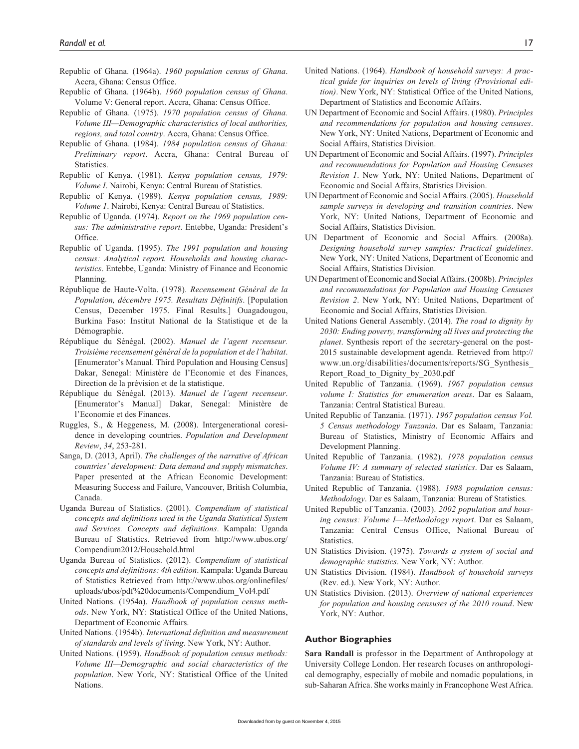Republic of Ghana. (1964a). *1960 population census of Ghana*. Accra, Ghana: Census Office.

Republic of Ghana. (1964b). *1960 population census of Ghana*. Volume V: General report. Accra, Ghana: Census Office.

Republic of Ghana. (1975). *1970 population census of Ghana. Volume III—Demographic characteristics of local authorities, regions, and total country*. Accra, Ghana: Census Office.

Republic of Ghana. (1984). *1984 population census of Ghana: Preliminary report*. Accra, Ghana: Central Bureau of Statistics.

Republic of Kenya. (1981). *Kenya population census, 1979: Volume I*. Nairobi, Kenya: Central Bureau of Statistics.

Republic of Kenya. (1989). *Kenya population census, 1989: Volume 1*. Nairobi, Kenya: Central Bureau of Statistics.

Republic of Uganda. (1974). *Report on the 1969 population census: The administrative report*. Entebbe, Uganda: President's Office.

Republic of Uganda. (1995). *The 1991 population and housing census: Analytical report. Households and housing characteristics*. Entebbe, Uganda: Ministry of Finance and Economic Planning.

République de Haute-Volta. (1978). *Recensement Général de la Population, décembre 1975. Resultats Définitifs*. [Population Census, December 1975. Final Results.] Ouagadougou, Burkina Faso: Institut National de la Statistique et de la Démographie.

République du Sénégal. (2002). *Manuel de l'agent recenseur. Troisième recensement général de la population et de l'habitat*. [Enumerator's Manual. Third Population and Housing Census] Dakar, Senegal: Ministère de l'Economie et des Finances, Direction de la prévision et de la statistique.

République du Sénégal. (2013). *Manuel de l'agent recenseur*. [Enumerator's Manual] Dakar, Senegal: Ministère de l'Economie et des Finances.

Ruggles, S., & Heggeness, M. (2008). Intergenerational coresidence in developing countries. *Population and Development Review*, *34*, 253-281.

Sanga, D. (2013, April). *The challenges of the narrative of African countries' development: Data demand and supply mismatches*. Paper presented at the African Economic Development: Measuring Success and Failure, Vancouver, British Columbia, Canada.

Uganda Bureau of Statistics. (2001). *Compendium of statistical concepts and definitions used in the Uganda Statistical System and Services. Concepts and definitions*. Kampala: Uganda Bureau of Statistics. Retrieved from http://www.ubos.org/Compendium2012/Household.html

Uganda Bureau of Statistics. (2012). *Compendium of statistical concepts and definitions: 4th edition*. Kampala: Uganda Bureau of Statistics Retrieved from http://www.ubos.org/onlinefiles/uploads/ubos/pdf%20documents/Compendium_Vol4.pdf

United Nations. (1954a). *Handbook of population census methods*. New York, NY: Statistical Office of the United Nations, Department of Economic Affairs.

United Nations. (1954b). *International definition and measurement of standards and levels of living*. New York, NY: Author.

United Nations. (1959). *Handbook of population census methods: Volume III—Demographic and social characteristics of the population*. New York, NY: Statistical Office of the United Nations.

United Nations. (1964). *Handbook of household surveys: A practical guide for inquiries on levels of living (Provisional edition)*. New York, NY: Statistical Office of the United Nations, Department of Statistics and Economic Affairs.

UN Department of Economic and Social Affairs. (1980). *Principles and recommendations for population and housing censuses*. New York, NY: United Nations, Department of Economic and Social Affairs, Statistics Division.

UN Department of Economic and Social Affairs. (1997). *Principles and recommendations for Population and Housing Censuses Revision 1*. New York, NY: United Nations, Department of Economic and Social Affairs, Statistics Division.

UN Department of Economic and Social Affairs. (2005). *Household sample surveys in developing and transition countries*. New York, NY: United Nations, Department of Economic and Social Affairs, Statistics Division.

UN Department of Economic and Social Affairs. (2008a). *Designing household survey samples: Practical guidelines*. New York, NY: United Nations, Department of Economic and Social Affairs, Statistics Division.

UN Department of Economic and Social Affairs. (2008b). *Principles and recommendations for Population and Housing Censuses Revision 2*. New York, NY: United Nations, Department of Economic and Social Affairs, Statistics Division.

United Nations General Assembly. (2014). *The road to dignity by 2030: Ending poverty, transforming all lives and protecting the planet*. Synthesis report of the secretary-general on the post-2015 sustainable development agenda. Retrieved from http://www.un.org/disabilities/documents/reports/SG_Synthesis_Report_Road_to_Dignity_by_2030.pdf

United Republic of Tanzania. (1969). *1967 population census volume I: Statistics for enumeration areas*. Dar es Salaam, Tanzania: Central Statistical Bureau.

United Republic of Tanzania. (1971). *1967 population census Vol. 5 Census methodology Tanzania*. Dar es Salaam, Tanzania: Bureau of Statistics, Ministry of Economic Affairs and Development Planning.

United Republic of Tanzania. (1982). *1978 population census Volume IV: A summary of selected statistics*. Dar es Salaam, Tanzania: Bureau of Statistics.

United Republic of Tanzania. (1988). *1988 population census: Methodology*. Dar es Salaam, Tanzania: Bureau of Statistics.

United Republic of Tanzania. (2003). *2002 population and housing census: Volume I—Methodology report*. Dar es Salaam, Tanzania: Central Census Office, National Bureau of Statistics.

UN Statistics Division. (1975). *Towards a system of social and demographic statistics*. New York, NY: Author.

UN Statistics Division. (1984). *Handbook of household surveys* (Rev. ed.). New York, NY: Author.

UN Statistics Division. (2013). *Overview of national experiences for population and housing censuses of the 2010 round*. New York, NY: Author.

## Author Biographies

**Sara Randall** is professor in the Department of Anthropology at University College London. Her research focuses on anthropological demography, especially of mobile and nomadic populations, in sub-Saharan Africa. She works mainly in Francophone West Africa.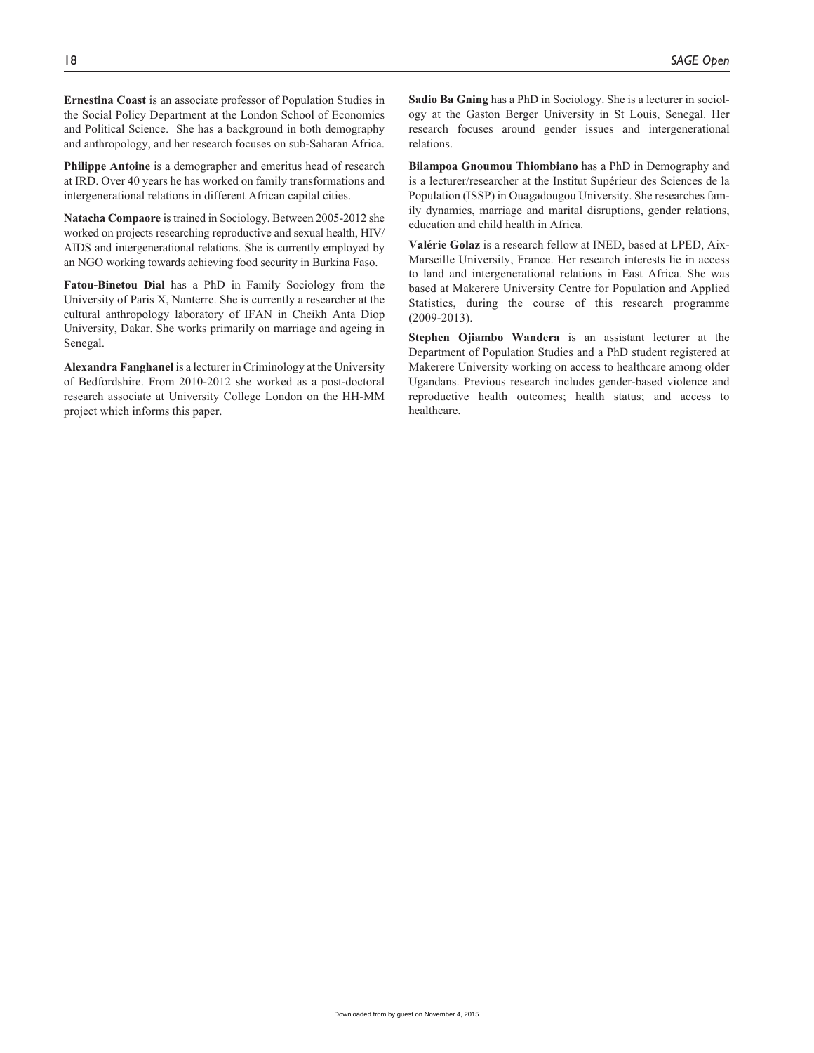**Ernestina Coast** is an associate professor of Population Studies in the Social Policy Department at the London School of Economics and Political Science. She has a background in both demography and anthropology, and her research focuses on sub-Saharan Africa.

**Philippe Antoine** is a demographer and emeritus head of research at IRD. Over 40 years he has worked on family transformations and intergenerational relations in different African capital cities.

**Natacha Compaore** is trained in Sociology. Between 2005-2012 she worked on projects researching reproductive and sexual health, HIV/AIDS and intergenerational relations. She is currently employed by an NGO working towards achieving food security in Burkina Faso.

**Fatou-Binetou Dial** has a PhD in Family Sociology from the University of Paris X, Nanterre. She is currently a researcher at the cultural anthropology laboratory of IFAN in Cheikh Anta Diop University, Dakar. She works primarily on marriage and ageing in Senegal.

**Alexandra Fanghanel** is a lecturer in Criminology at the University of Bedfordshire. From 2010-2012 she worked as a post-doctoral research associate at University College London on the HH-MM project which informs this paper.

**Sadio Ba Gning** has a PhD in Sociology. She is a lecturer in sociology at the Gaston Berger University in St Louis, Senegal. Her research focuses around gender issues and intergenerational relations.

**Bilampoa Gnoumou Thiombiano** has a PhD in Demography and is a lecturer/researcher at the Institut Supérieur des Sciences de la Population (ISSP) in Ouagadougou University. She researches family dynamics, marriage and marital disruptions, gender relations, education and child health in Africa.

**Valérie Golaz** is a research fellow at INED, based at LPED, Aix-Marseille University, France. Her research interests lie in access to land and intergenerational relations in East Africa. She was based at Makerere University Centre for Population and Applied Statistics, during the course of this research programme (2009-2013).

**Stephen Ojiambo Wandera** is an assistant lecturer at the Department of Population Studies and a PhD student registered at Makerere University working on access to healthcare among older Ugandans. Previous research includes gender-based violence and reproductive health outcomes; health status; and access to healthcare.